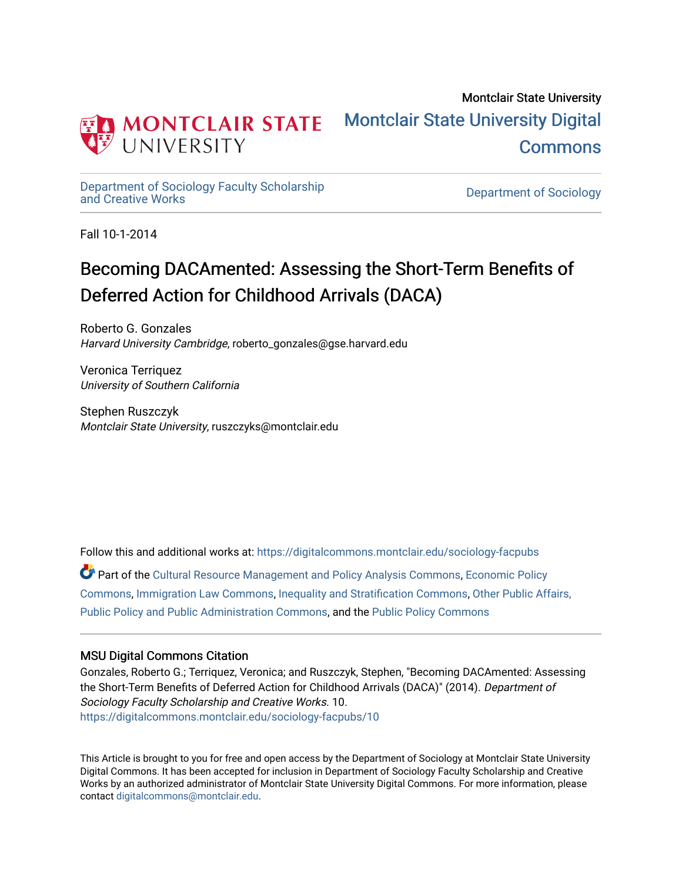Montclair State University

**Montclair State University Digital Commons**

Department of Sociology Faculty Scholarship and Creative Works

Department of Sociology

Fall 10-1-2014

# Becoming DACAmented: Assessing the Short-Term Benefits of Deferred Action for Childhood Arrivals (DACA)

Roberto G. Gonzales
*Harvard University Cambridge*, roberto_gonzales@gse.harvard.edu

Veronica Terriquez
*University of Southern California*

Stephen Ruszczyk
*Montclair State University*, ruszczyks@montclair.edu

Follow this and additional works at: https://digitalcommons.montclair.edu/sociology-facpubs

Part of the Cultural Resource Management and Policy Analysis Commons, Economic Policy Commons, Immigration Law Commons, Inequality and Stratification Commons, Other Public Affairs, Public Policy and Public Administration Commons, and the Public Policy Commons

## MSU Digital Commons Citation

Gonzales, Roberto G.; Terriquez, Veronica; and Ruszczyk, Stephen, "Becoming DACAmented: Assessing the Short-Term Benefits of Deferred Action for Childhood Arrivals (DACA)" (2014). *Department of Sociology Faculty Scholarship and Creative Works*. 10.
https://digitalcommons.montclair.edu/sociology-facpubs/10

This Article is brought to you for free and open access by the Department of Sociology at Montclair State University Digital Commons. It has been accepted for inclusion in Department of Sociology Faculty Scholarship and Creative Works by an authorized administrator of Montclair State University Digital Commons. For more information, please contact digitalcommons@montclair.edu.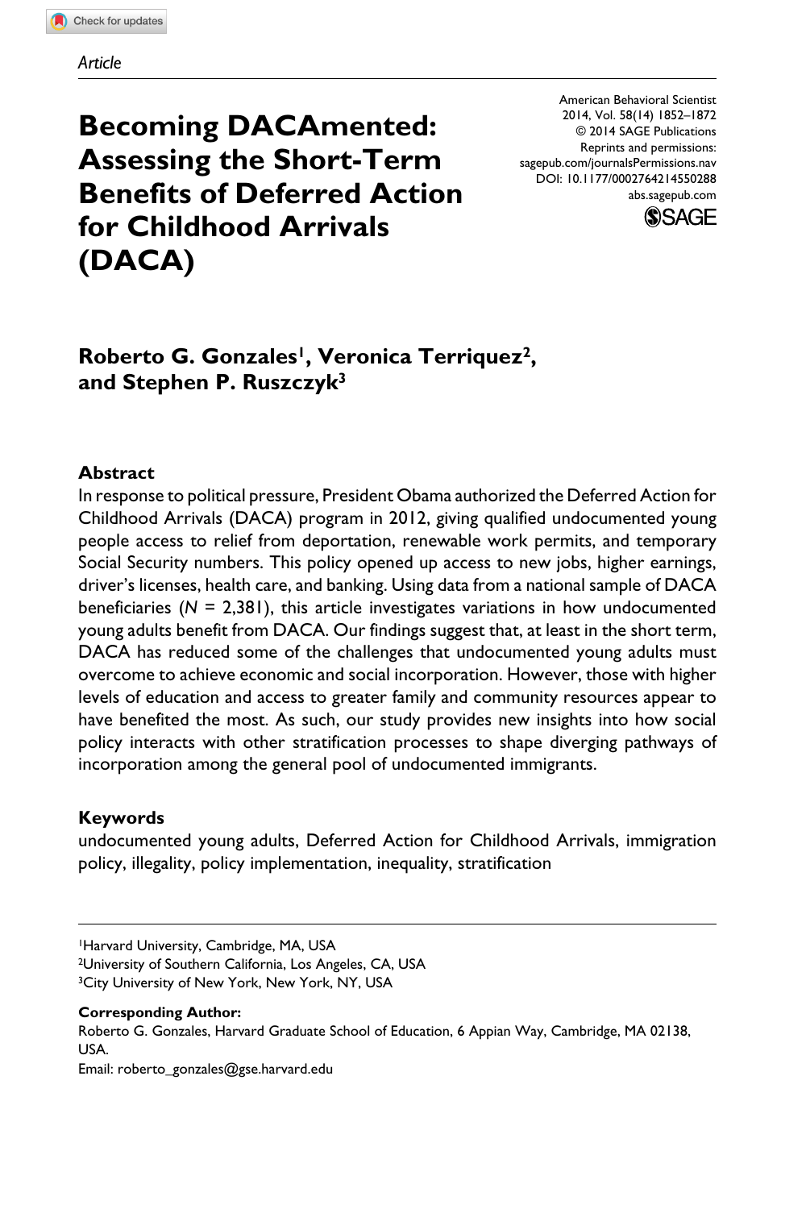Article

# Becoming DACAmented: Assessing the Short-Term Benefits of Deferred Action for Childhood Arrivals (DACA)

American Behavioral Scientist
2014, Vol. 58(14) 1852–1872
© 2014 SAGE Publications
Reprints and permissions:
sagepub.com/journalsPermissions.nav
DOI: 10.1177/0002764214550288
abs.sagepub.com

**Roberto G. Gonzales[1], Veronica Terriquez[2], and Stephen P. Ruszczyk[3]**

## Abstract

In response to political pressure, President Obama authorized the Deferred Action for Childhood Arrivals (DACA) program in 2012, giving qualified undocumented young people access to relief from deportation, renewable work permits, and temporary Social Security numbers. This policy opened up access to new jobs, higher earnings, driver's licenses, health care, and banking. Using data from a national sample of DACA beneficiaries (*N* = 2,381), this article investigates variations in how undocumented young adults benefit from DACA. Our findings suggest that, at least in the short term, DACA has reduced some of the challenges that undocumented young adults must overcome to achieve economic and social incorporation. However, those with higher levels of education and access to greater family and community resources appear to have benefited the most. As such, our study provides new insights into how social policy interacts with other stratification processes to shape diverging pathways of incorporation among the general pool of undocumented immigrants.

## Keywords

undocumented young adults, Deferred Action for Childhood Arrivals, immigration policy, illegality, policy implementation, inequality, stratification

[1]Harvard University, Cambridge, MA, USA
[2]University of Southern California, Los Angeles, CA, USA
[3]City University of New York, New York, NY, USA

**Corresponding Author:**
Roberto G. Gonzales, Harvard Graduate School of Education, 6 Appian Way, Cambridge, MA 02138, USA.
Email: roberto_gonzales@gse.harvard.edu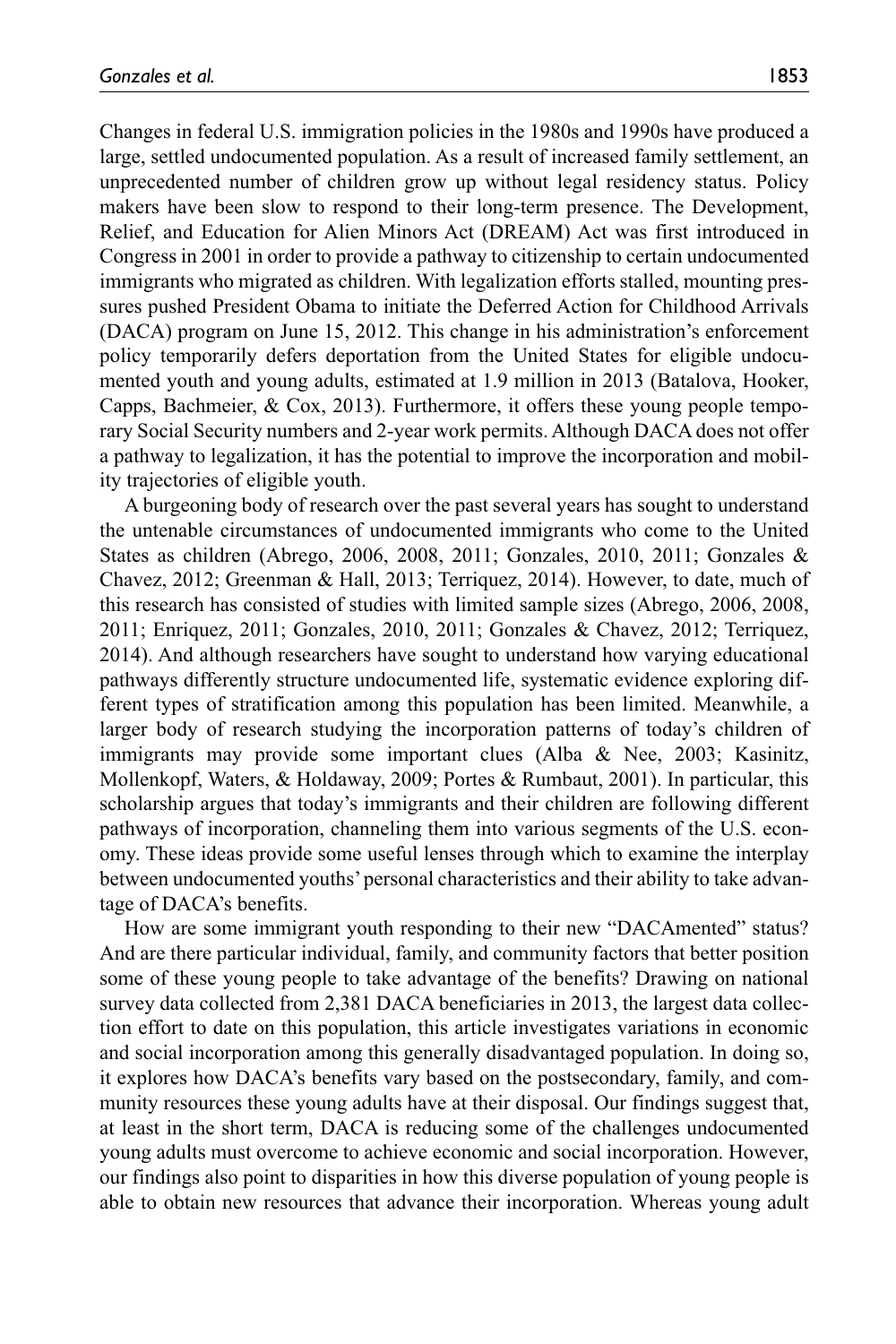Changes in federal U.S. immigration policies in the 1980s and 1990s have produced a large, settled undocumented population. As a result of increased family settlement, an unprecedented number of children grow up without legal residency status. Policy makers have been slow to respond to their long-term presence. The Development, Relief, and Education for Alien Minors Act (DREAM) Act was first introduced in Congress in 2001 in order to provide a pathway to citizenship to certain undocumented immigrants who migrated as children. With legalization efforts stalled, mounting pressures pushed President Obama to initiate the Deferred Action for Childhood Arrivals (DACA) program on June 15, 2012. This change in his administration's enforcement policy temporarily defers deportation from the United States for eligible undocumented youth and young adults, estimated at 1.9 million in 2013 (Batalova, Hooker, Capps, Bachmeier, & Cox, 2013). Furthermore, it offers these young people temporary Social Security numbers and 2-year work permits. Although DACA does not offer a pathway to legalization, it has the potential to improve the incorporation and mobility trajectories of eligible youth.

A burgeoning body of research over the past several years has sought to understand the untenable circumstances of undocumented immigrants who come to the United States as children (Abrego, 2006, 2008, 2011; Gonzales, 2010, 2011; Gonzales & Chavez, 2012; Greenman & Hall, 2013; Terriquez, 2014). However, to date, much of this research has consisted of studies with limited sample sizes (Abrego, 2006, 2008, 2011; Enriquez, 2011; Gonzales, 2010, 2011; Gonzales & Chavez, 2012; Terriquez, 2014). And although researchers have sought to understand how varying educational pathways differently structure undocumented life, systematic evidence exploring different types of stratification among this population has been limited. Meanwhile, a larger body of research studying the incorporation patterns of today's children of immigrants may provide some important clues (Alba & Nee, 2003; Kasinitz, Mollenkopf, Waters, & Holdaway, 2009; Portes & Rumbaut, 2001). In particular, this scholarship argues that today's immigrants and their children are following different pathways of incorporation, channeling them into various segments of the U.S. economy. These ideas provide some useful lenses through which to examine the interplay between undocumented youths' personal characteristics and their ability to take advantage of DACA's benefits.

How are some immigrant youth responding to their new "DACAmented" status? And are there particular individual, family, and community factors that better position some of these young people to take advantage of the benefits? Drawing on national survey data collected from 2,381 DACA beneficiaries in 2013, the largest data collection effort to date on this population, this article investigates variations in economic and social incorporation among this generally disadvantaged population. In doing so, it explores how DACA's benefits vary based on the postsecondary, family, and community resources these young adults have at their disposal. Our findings suggest that, at least in the short term, DACA is reducing some of the challenges undocumented young adults must overcome to achieve economic and social incorporation. However, our findings also point to disparities in how this diverse population of young people is able to obtain new resources that advance their incorporation. Whereas young adult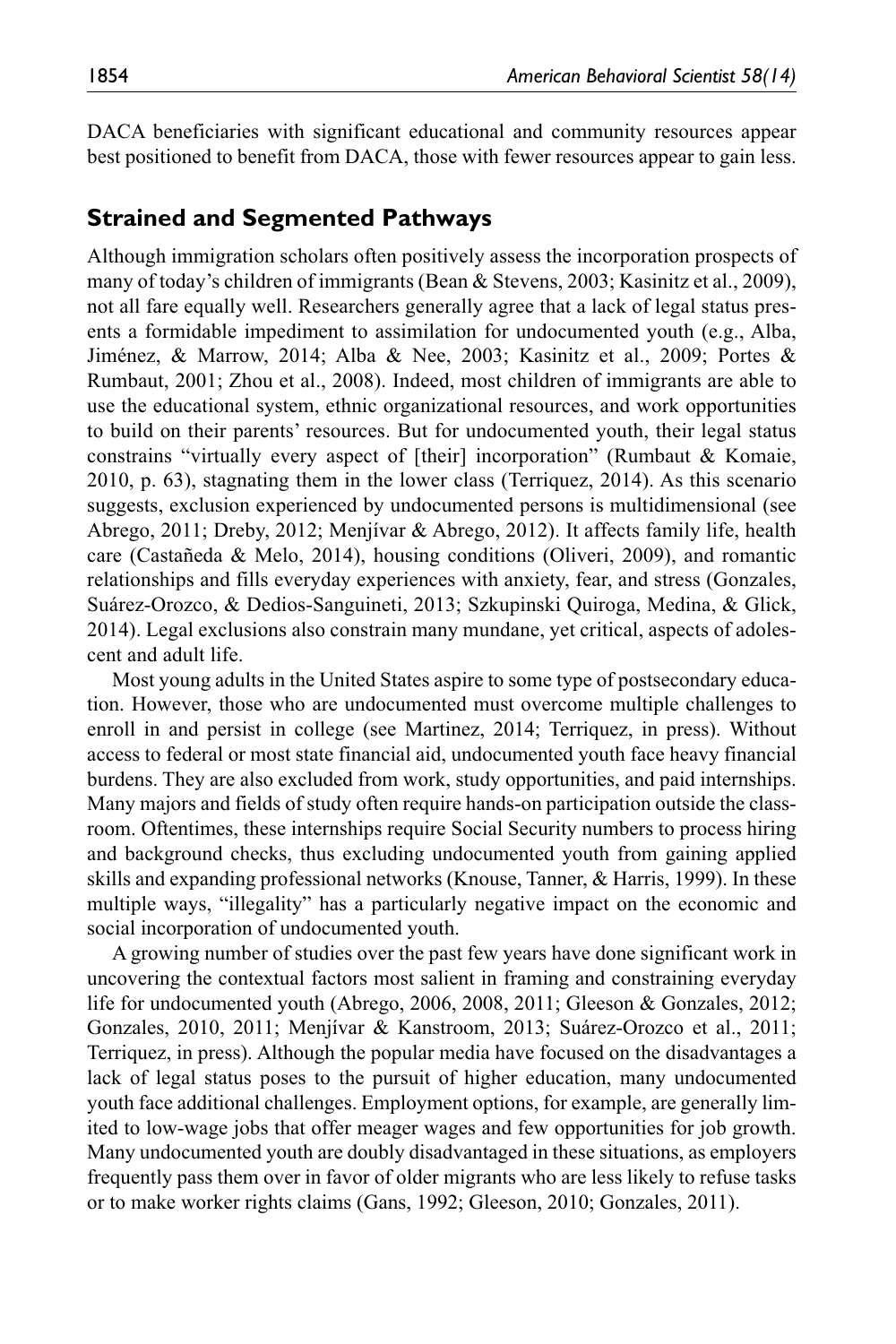DACA beneficiaries with significant educational and community resources appear best positioned to benefit from DACA, those with fewer resources appear to gain less.

## Strained and Segmented Pathways

Although immigration scholars often positively assess the incorporation prospects of many of today's children of immigrants (Bean & Stevens, 2003; Kasinitz et al., 2009), not all fare equally well. Researchers generally agree that a lack of legal status presents a formidable impediment to assimilation for undocumented youth (e.g., Alba, Jiménez, & Marrow, 2014; Alba & Nee, 2003; Kasinitz et al., 2009; Portes & Rumbaut, 2001; Zhou et al., 2008). Indeed, most children of immigrants are able to use the educational system, ethnic organizational resources, and work opportunities to build on their parents' resources. But for undocumented youth, their legal status constrains "virtually every aspect of [their] incorporation" (Rumbaut & Komaie, 2010, p. 63), stagnating them in the lower class (Terriquez, 2014). As this scenario suggests, exclusion experienced by undocumented persons is multidimensional (see Abrego, 2011; Dreby, 2012; Menjívar & Abrego, 2012). It affects family life, health care (Castañeda & Melo, 2014), housing conditions (Oliveri, 2009), and romantic relationships and fills everyday experiences with anxiety, fear, and stress (Gonzales, Suárez-Orozco, & Dedios-Sanguineti, 2013; Szkupinski Quiroga, Medina, & Glick, 2014). Legal exclusions also constrain many mundane, yet critical, aspects of adolescent and adult life.

Most young adults in the United States aspire to some type of postsecondary education. However, those who are undocumented must overcome multiple challenges to enroll in and persist in college (see Martinez, 2014; Terriquez, in press). Without access to federal or most state financial aid, undocumented youth face heavy financial burdens. They are also excluded from work, study opportunities, and paid internships. Many majors and fields of study often require hands-on participation outside the classroom. Oftentimes, these internships require Social Security numbers to process hiring and background checks, thus excluding undocumented youth from gaining applied skills and expanding professional networks (Knouse, Tanner, & Harris, 1999). In these multiple ways, "illegality" has a particularly negative impact on the economic and social incorporation of undocumented youth.

A growing number of studies over the past few years have done significant work in uncovering the contextual factors most salient in framing and constraining everyday life for undocumented youth (Abrego, 2006, 2008, 2011; Gleeson & Gonzales, 2012; Gonzales, 2010, 2011; Menjívar & Kanstroom, 2013; Suárez-Orozco et al., 2011; Terriquez, in press). Although the popular media have focused on the disadvantages a lack of legal status poses to the pursuit of higher education, many undocumented youth face additional challenges. Employment options, for example, are generally limited to low-wage jobs that offer meager wages and few opportunities for job growth. Many undocumented youth are doubly disadvantaged in these situations, as employers frequently pass them over in favor of older migrants who are less likely to refuse tasks or to make worker rights claims (Gans, 1992; Gleeson, 2010; Gonzales, 2011).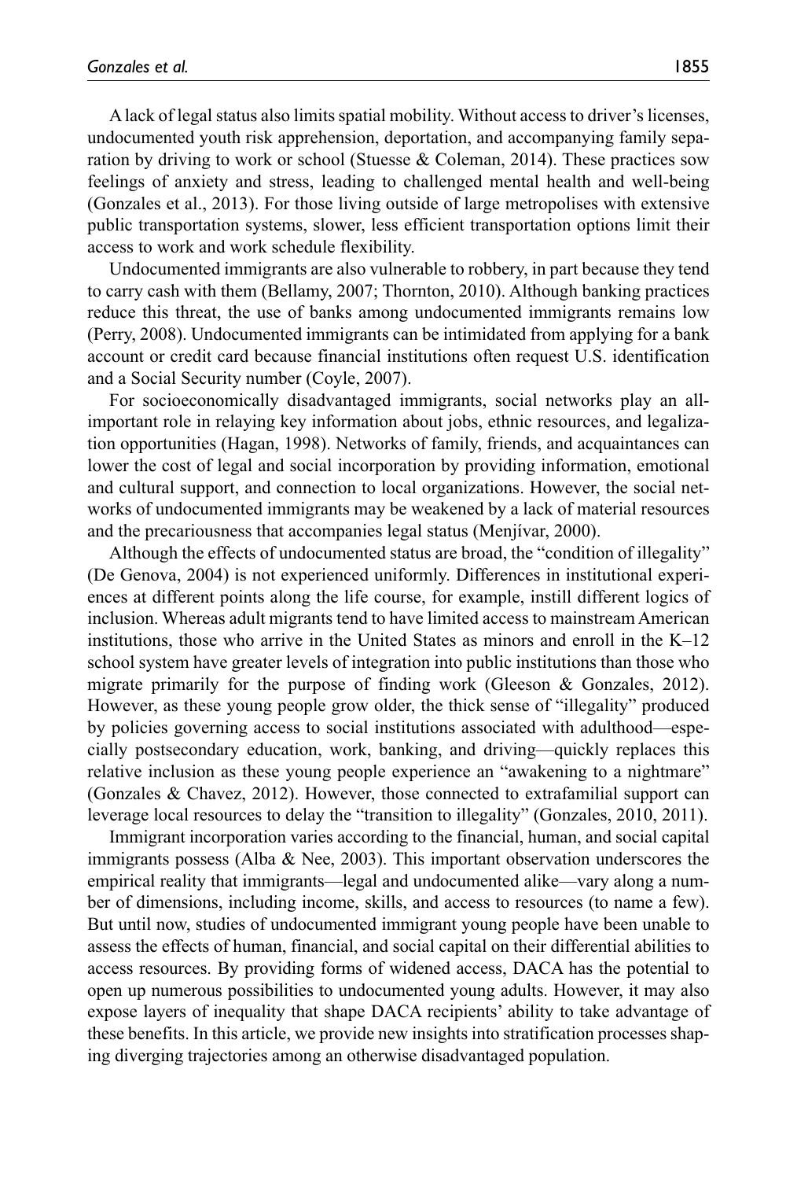A lack of legal status also limits spatial mobility. Without access to driver's licenses, undocumented youth risk apprehension, deportation, and accompanying family separation by driving to work or school (Stuesse & Coleman, 2014). These practices sow feelings of anxiety and stress, leading to challenged mental health and well-being (Gonzales et al., 2013). For those living outside of large metropolises with extensive public transportation systems, slower, less efficient transportation options limit their access to work and work schedule flexibility.

Undocumented immigrants are also vulnerable to robbery, in part because they tend to carry cash with them (Bellamy, 2007; Thornton, 2010). Although banking practices reduce this threat, the use of banks among undocumented immigrants remains low (Perry, 2008). Undocumented immigrants can be intimidated from applying for a bank account or credit card because financial institutions often request U.S. identification and a Social Security number (Coyle, 2007).

For socioeconomically disadvantaged immigrants, social networks play an all-important role in relaying key information about jobs, ethnic resources, and legalization opportunities (Hagan, 1998). Networks of family, friends, and acquaintances can lower the cost of legal and social incorporation by providing information, emotional and cultural support, and connection to local organizations. However, the social networks of undocumented immigrants may be weakened by a lack of material resources and the precariousness that accompanies legal status (Menjívar, 2000).

Although the effects of undocumented status are broad, the "condition of illegality" (De Genova, 2004) is not experienced uniformly. Differences in institutional experiences at different points along the life course, for example, instill different logics of inclusion. Whereas adult migrants tend to have limited access to mainstream American institutions, those who arrive in the United States as minors and enroll in the K–12 school system have greater levels of integration into public institutions than those who migrate primarily for the purpose of finding work (Gleeson & Gonzales, 2012). However, as these young people grow older, the thick sense of "illegality" produced by policies governing access to social institutions associated with adulthood—especially postsecondary education, work, banking, and driving—quickly replaces this relative inclusion as these young people experience an "awakening to a nightmare" (Gonzales & Chavez, 2012). However, those connected to extrafamilial support can leverage local resources to delay the "transition to illegality" (Gonzales, 2010, 2011).

Immigrant incorporation varies according to the financial, human, and social capital immigrants possess (Alba & Nee, 2003). This important observation underscores the empirical reality that immigrants—legal and undocumented alike—vary along a number of dimensions, including income, skills, and access to resources (to name a few). But until now, studies of undocumented immigrant young people have been unable to assess the effects of human, financial, and social capital on their differential abilities to access resources. By providing forms of widened access, DACA has the potential to open up numerous possibilities to undocumented young adults. However, it may also expose layers of inequality that shape DACA recipients' ability to take advantage of these benefits. In this article, we provide new insights into stratification processes shaping diverging trajectories among an otherwise disadvantaged population.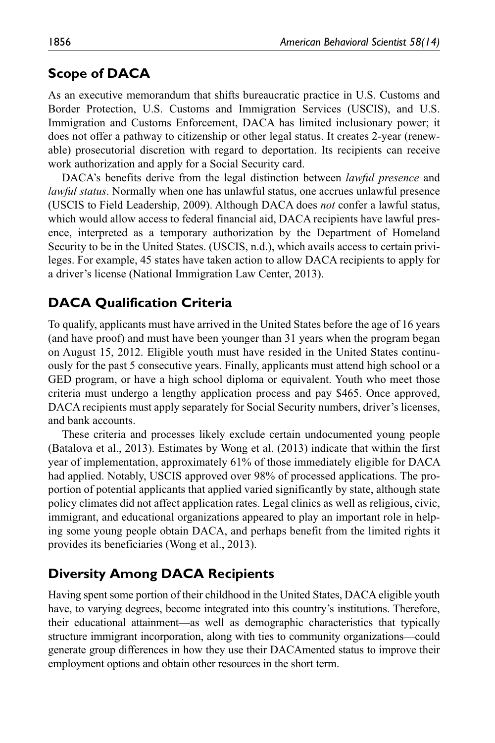## Scope of DACA

As an executive memorandum that shifts bureaucratic practice in U.S. Customs and Border Protection, U.S. Customs and Immigration Services (USCIS), and U.S. Immigration and Customs Enforcement, DACA has limited inclusionary power; it does not offer a pathway to citizenship or other legal status. It creates 2-year (renewable) prosecutorial discretion with regard to deportation. Its recipients can receive work authorization and apply for a Social Security card.

DACA's benefits derive from the legal distinction between *lawful presence* and *lawful status*. Normally when one has unlawful status, one accrues unlawful presence (USCIS to Field Leadership, 2009). Although DACA does *not* confer a lawful status, which would allow access to federal financial aid, DACA recipients have lawful presence, interpreted as a temporary authorization by the Department of Homeland Security to be in the United States. (USCIS, n.d.), which avails access to certain privileges. For example, 45 states have taken action to allow DACA recipients to apply for a driver's license (National Immigration Law Center, 2013).

## DACA Qualification Criteria

To qualify, applicants must have arrived in the United States before the age of 16 years (and have proof) and must have been younger than 31 years when the program began on August 15, 2012. Eligible youth must have resided in the United States continuously for the past 5 consecutive years. Finally, applicants must attend high school or a GED program, or have a high school diploma or equivalent. Youth who meet those criteria must undergo a lengthy application process and pay $465. Once approved, DACA recipients must apply separately for Social Security numbers, driver's licenses, and bank accounts.

These criteria and processes likely exclude certain undocumented young people (Batalova et al., 2013). Estimates by Wong et al. (2013) indicate that within the first year of implementation, approximately 61% of those immediately eligible for DACA had applied. Notably, USCIS approved over 98% of processed applications. The proportion of potential applicants that applied varied significantly by state, although state policy climates did not affect application rates. Legal clinics as well as religious, civic, immigrant, and educational organizations appeared to play an important role in helping some young people obtain DACA, and perhaps benefit from the limited rights it provides its beneficiaries (Wong et al., 2013).

## Diversity Among DACA Recipients

Having spent some portion of their childhood in the United States, DACA eligible youth have, to varying degrees, become integrated into this country's institutions. Therefore, their educational attainment—as well as demographic characteristics that typically structure immigrant incorporation, along with ties to community organizations—could generate group differences in how they use their DACAmented status to improve their employment options and obtain other resources in the short term.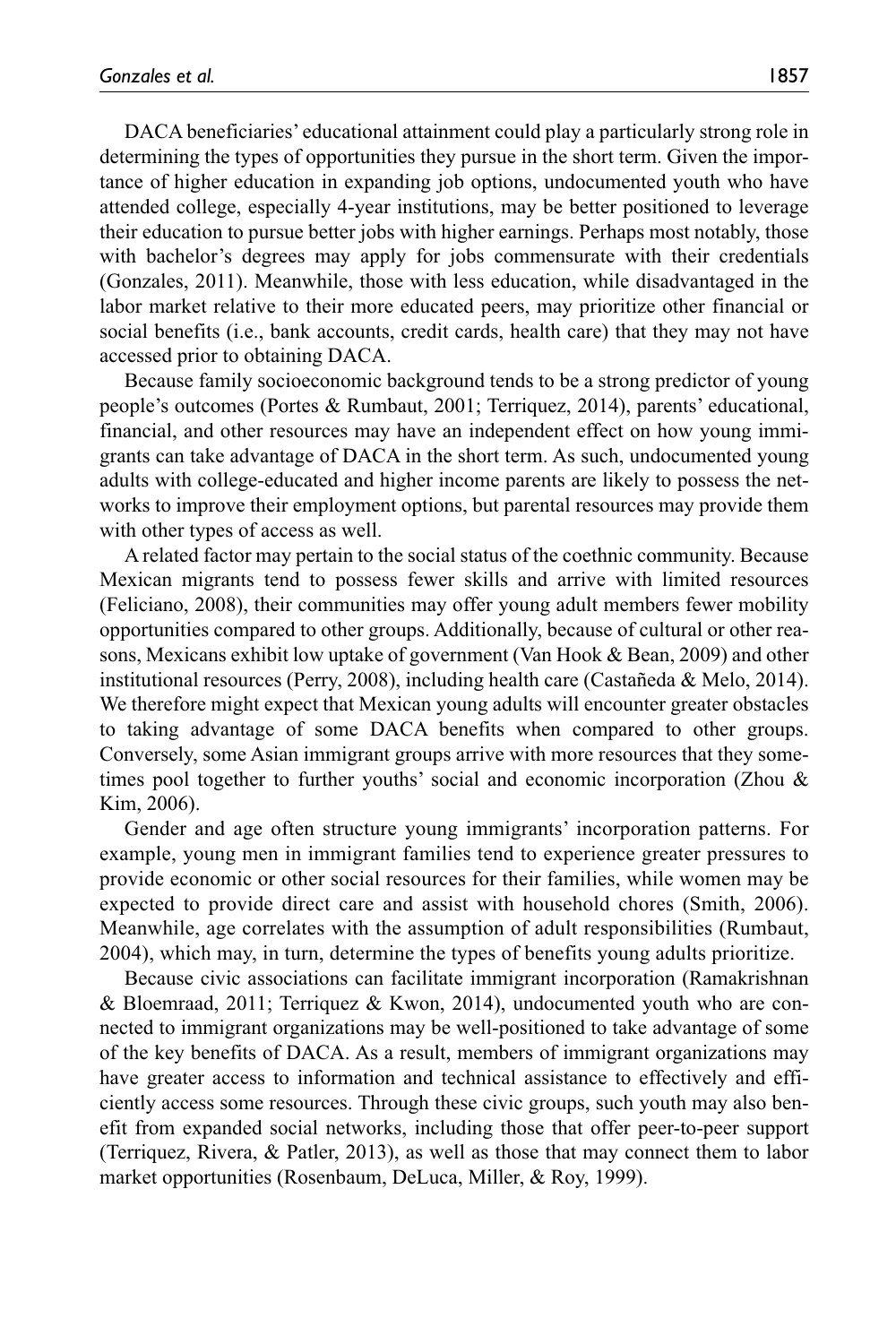DACA beneficiaries' educational attainment could play a particularly strong role in determining the types of opportunities they pursue in the short term. Given the importance of higher education in expanding job options, undocumented youth who have attended college, especially 4-year institutions, may be better positioned to leverage their education to pursue better jobs with higher earnings. Perhaps most notably, those with bachelor's degrees may apply for jobs commensurate with their credentials (Gonzales, 2011). Meanwhile, those with less education, while disadvantaged in the labor market relative to their more educated peers, may prioritize other financial or social benefits (i.e., bank accounts, credit cards, health care) that they may not have accessed prior to obtaining DACA.

Because family socioeconomic background tends to be a strong predictor of young people's outcomes (Portes & Rumbaut, 2001; Terriquez, 2014), parents' educational, financial, and other resources may have an independent effect on how young immigrants can take advantage of DACA in the short term. As such, undocumented young adults with college-educated and higher income parents are likely to possess the networks to improve their employment options, but parental resources may provide them with other types of access as well.

A related factor may pertain to the social status of the coethnic community. Because Mexican migrants tend to possess fewer skills and arrive with limited resources (Feliciano, 2008), their communities may offer young adult members fewer mobility opportunities compared to other groups. Additionally, because of cultural or other reasons, Mexicans exhibit low uptake of government (Van Hook & Bean, 2009) and other institutional resources (Perry, 2008), including health care (Castañeda & Melo, 2014). We therefore might expect that Mexican young adults will encounter greater obstacles to taking advantage of some DACA benefits when compared to other groups. Conversely, some Asian immigrant groups arrive with more resources that they sometimes pool together to further youths' social and economic incorporation (Zhou & Kim, 2006).

Gender and age often structure young immigrants' incorporation patterns. For example, young men in immigrant families tend to experience greater pressures to provide economic or other social resources for their families, while women may be expected to provide direct care and assist with household chores (Smith, 2006). Meanwhile, age correlates with the assumption of adult responsibilities (Rumbaut, 2004), which may, in turn, determine the types of benefits young adults prioritize.

Because civic associations can facilitate immigrant incorporation (Ramakrishnan & Bloemraad, 2011; Terriquez & Kwon, 2014), undocumented youth who are connected to immigrant organizations may be well-positioned to take advantage of some of the key benefits of DACA. As a result, members of immigrant organizations may have greater access to information and technical assistance to effectively and efficiently access some resources. Through these civic groups, such youth may also benefit from expanded social networks, including those that offer peer-to-peer support (Terriquez, Rivera, & Patler, 2013), as well as those that may connect them to labor market opportunities (Rosenbaum, DeLuca, Miller, & Roy, 1999).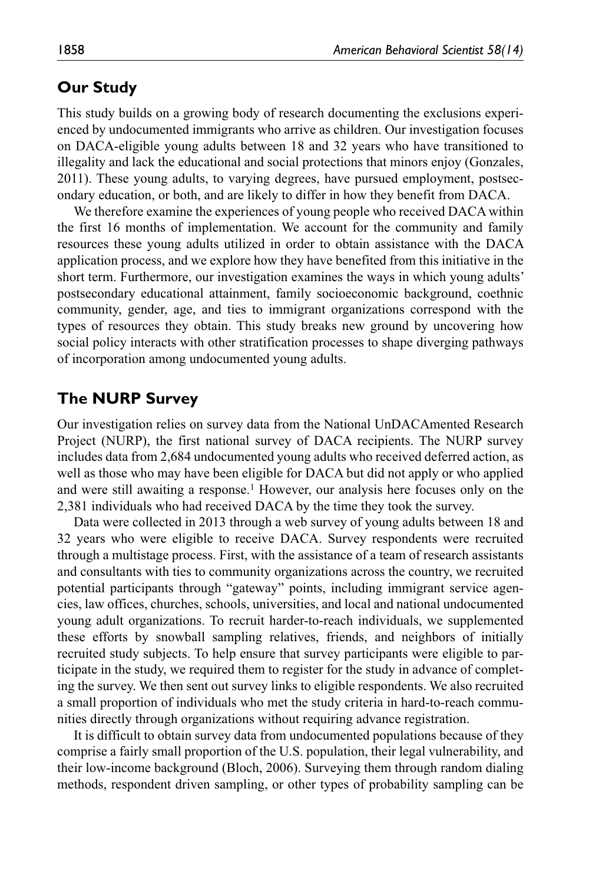## Our Study

This study builds on a growing body of research documenting the exclusions experienced by undocumented immigrants who arrive as children. Our investigation focuses on DACA-eligible young adults between 18 and 32 years who have transitioned to illegality and lack the educational and social protections that minors enjoy (Gonzales, 2011). These young adults, to varying degrees, have pursued employment, postsecondary education, or both, and are likely to differ in how they benefit from DACA.

We therefore examine the experiences of young people who received DACA within the first 16 months of implementation. We account for the community and family resources these young adults utilized in order to obtain assistance with the DACA application process, and we explore how they have benefited from this initiative in the short term. Furthermore, our investigation examines the ways in which young adults' postsecondary educational attainment, family socioeconomic background, coethnic community, gender, age, and ties to immigrant organizations correspond with the types of resources they obtain. This study breaks new ground by uncovering how social policy interacts with other stratification processes to shape diverging pathways of incorporation among undocumented young adults.

## The NURP Survey

Our investigation relies on survey data from the National UnDACAmented Research Project (NURP), the first national survey of DACA recipients. The NURP survey includes data from 2,684 undocumented young adults who received deferred action, as well as those who may have been eligible for DACA but did not apply or who applied and were still awaiting a response.[1] However, our analysis here focuses only on the 2,381 individuals who had received DACA by the time they took the survey.

Data were collected in 2013 through a web survey of young adults between 18 and 32 years who were eligible to receive DACA. Survey respondents were recruited through a multistage process. First, with the assistance of a team of research assistants and consultants with ties to community organizations across the country, we recruited potential participants through "gateway" points, including immigrant service agencies, law offices, churches, schools, universities, and local and national undocumented young adult organizations. To recruit harder-to-reach individuals, we supplemented these efforts by snowball sampling relatives, friends, and neighbors of initially recruited study subjects. To help ensure that survey participants were eligible to participate in the study, we required them to register for the study in advance of completing the survey. We then sent out survey links to eligible respondents. We also recruited a small proportion of individuals who met the study criteria in hard-to-reach communities directly through organizations without requiring advance registration.

It is difficult to obtain survey data from undocumented populations because of they comprise a fairly small proportion of the U.S. population, their legal vulnerability, and their low-income background (Bloch, 2006). Surveying them through random dialing methods, respondent driven sampling, or other types of probability sampling can be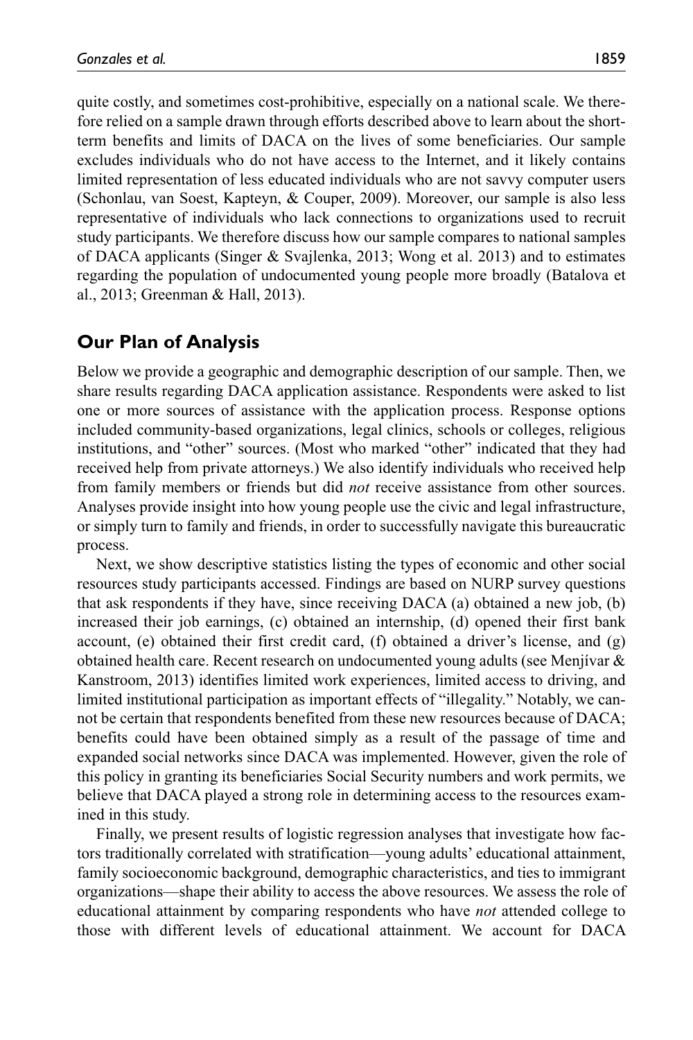quite costly, and sometimes cost-prohibitive, especially on a national scale. We therefore relied on a sample drawn through efforts described above to learn about the short-term benefits and limits of DACA on the lives of some beneficiaries. Our sample excludes individuals who do not have access to the Internet, and it likely contains limited representation of less educated individuals who are not savvy computer users (Schonlau, van Soest, Kapteyn, & Couper, 2009). Moreover, our sample is also less representative of individuals who lack connections to organizations used to recruit study participants. We therefore discuss how our sample compares to national samples of DACA applicants (Singer & Svajlenka, 2013; Wong et al. 2013) and to estimates regarding the population of undocumented young people more broadly (Batalova et al., 2013; Greenman & Hall, 2013).

## Our Plan of Analysis

Below we provide a geographic and demographic description of our sample. Then, we share results regarding DACA application assistance. Respondents were asked to list one or more sources of assistance with the application process. Response options included community-based organizations, legal clinics, schools or colleges, religious institutions, and "other" sources. (Most who marked "other" indicated that they had received help from private attorneys.) We also identify individuals who received help from family members or friends but did *not* receive assistance from other sources. Analyses provide insight into how young people use the civic and legal infrastructure, or simply turn to family and friends, in order to successfully navigate this bureaucratic process.

Next, we show descriptive statistics listing the types of economic and other social resources study participants accessed. Findings are based on NURP survey questions that ask respondents if they have, since receiving DACA (a) obtained a new job, (b) increased their job earnings, (c) obtained an internship, (d) opened their first bank account, (e) obtained their first credit card, (f) obtained a driver's license, and (g) obtained health care. Recent research on undocumented young adults (see Menjívar & Kanstroom, 2013) identifies limited work experiences, limited access to driving, and limited institutional participation as important effects of "illegality." Notably, we cannot be certain that respondents benefited from these new resources because of DACA; benefits could have been obtained simply as a result of the passage of time and expanded social networks since DACA was implemented. However, given the role of this policy in granting its beneficiaries Social Security numbers and work permits, we believe that DACA played a strong role in determining access to the resources examined in this study.

Finally, we present results of logistic regression analyses that investigate how factors traditionally correlated with stratification—young adults' educational attainment, family socioeconomic background, demographic characteristics, and ties to immigrant organizations—shape their ability to access the above resources. We assess the role of educational attainment by comparing respondents who have *not* attended college to those with different levels of educational attainment. We account for DACA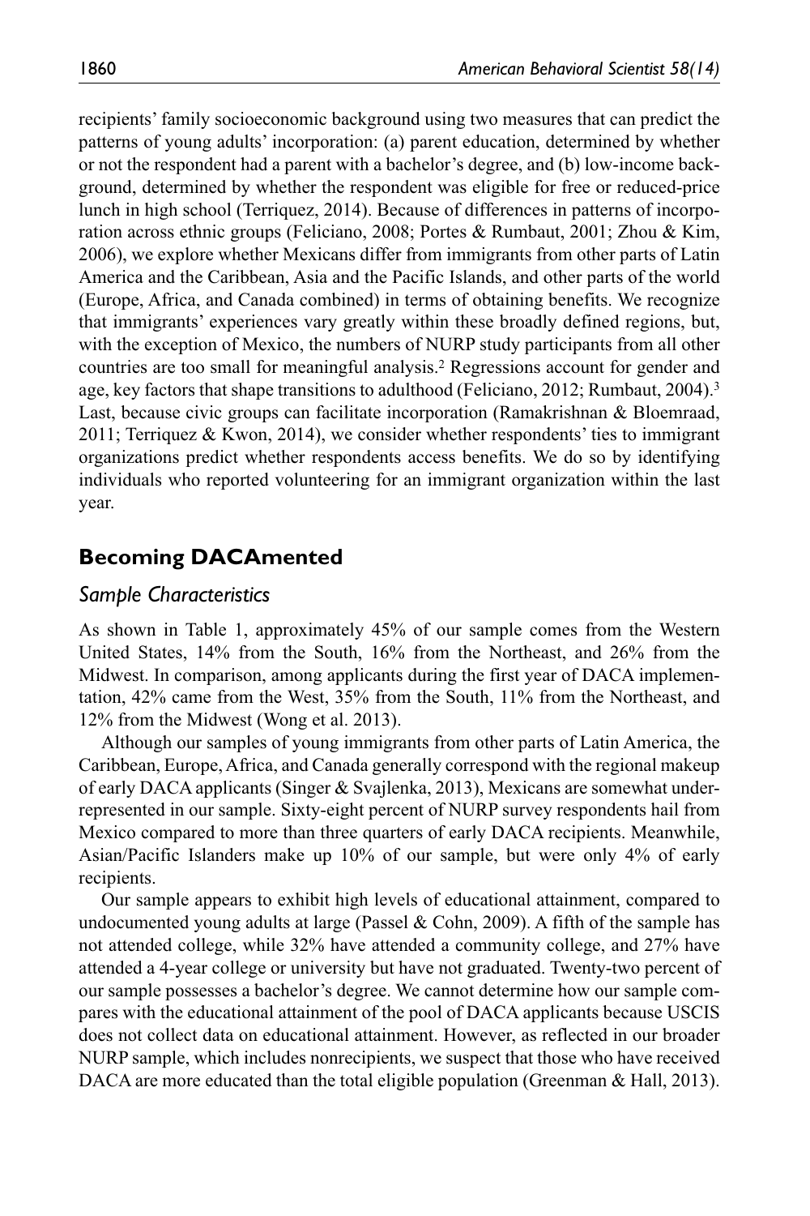recipients' family socioeconomic background using two measures that can predict the patterns of young adults' incorporation: (a) parent education, determined by whether or not the respondent had a parent with a bachelor's degree, and (b) low-income background, determined by whether the respondent was eligible for free or reduced-price lunch in high school (Terriquez, 2014). Because of differences in patterns of incorporation across ethnic groups (Feliciano, 2008; Portes & Rumbaut, 2001; Zhou & Kim, 2006), we explore whether Mexicans differ from immigrants from other parts of Latin America and the Caribbean, Asia and the Pacific Islands, and other parts of the world (Europe, Africa, and Canada combined) in terms of obtaining benefits. We recognize that immigrants' experiences vary greatly within these broadly defined regions, but, with the exception of Mexico, the numbers of NURP study participants from all other countries are too small for meaningful analysis.[2] Regressions account for gender and age, key factors that shape transitions to adulthood (Feliciano, 2012; Rumbaut, 2004).[3] Last, because civic groups can facilitate incorporation (Ramakrishnan & Bloemraad, 2011; Terriquez & Kwon, 2014), we consider whether respondents' ties to immigrant organizations predict whether respondents access benefits. We do so by identifying individuals who reported volunteering for an immigrant organization within the last year.

## Becoming DACAmented

### *Sample Characteristics*

As shown in Table 1, approximately 45% of our sample comes from the Western United States, 14% from the South, 16% from the Northeast, and 26% from the Midwest. In comparison, among applicants during the first year of DACA implementation, 42% came from the West, 35% from the South, 11% from the Northeast, and 12% from the Midwest (Wong et al. 2013).

Although our samples of young immigrants from other parts of Latin America, the Caribbean, Europe, Africa, and Canada generally correspond with the regional makeup of early DACA applicants (Singer & Svajlenka, 2013), Mexicans are somewhat underrepresented in our sample. Sixty-eight percent of NURP survey respondents hail from Mexico compared to more than three quarters of early DACA recipients. Meanwhile, Asian/Pacific Islanders make up 10% of our sample, but were only 4% of early recipients.

Our sample appears to exhibit high levels of educational attainment, compared to undocumented young adults at large (Passel & Cohn, 2009). A fifth of the sample has not attended college, while 32% have attended a community college, and 27% have attended a 4-year college or university but have not graduated. Twenty-two percent of our sample possesses a bachelor's degree. We cannot determine how our sample compares with the educational attainment of the pool of DACA applicants because USCIS does not collect data on educational attainment. However, as reflected in our broader NURP sample, which includes nonrecipients, we suspect that those who have received DACA are more educated than the total eligible population (Greenman & Hall, 2013).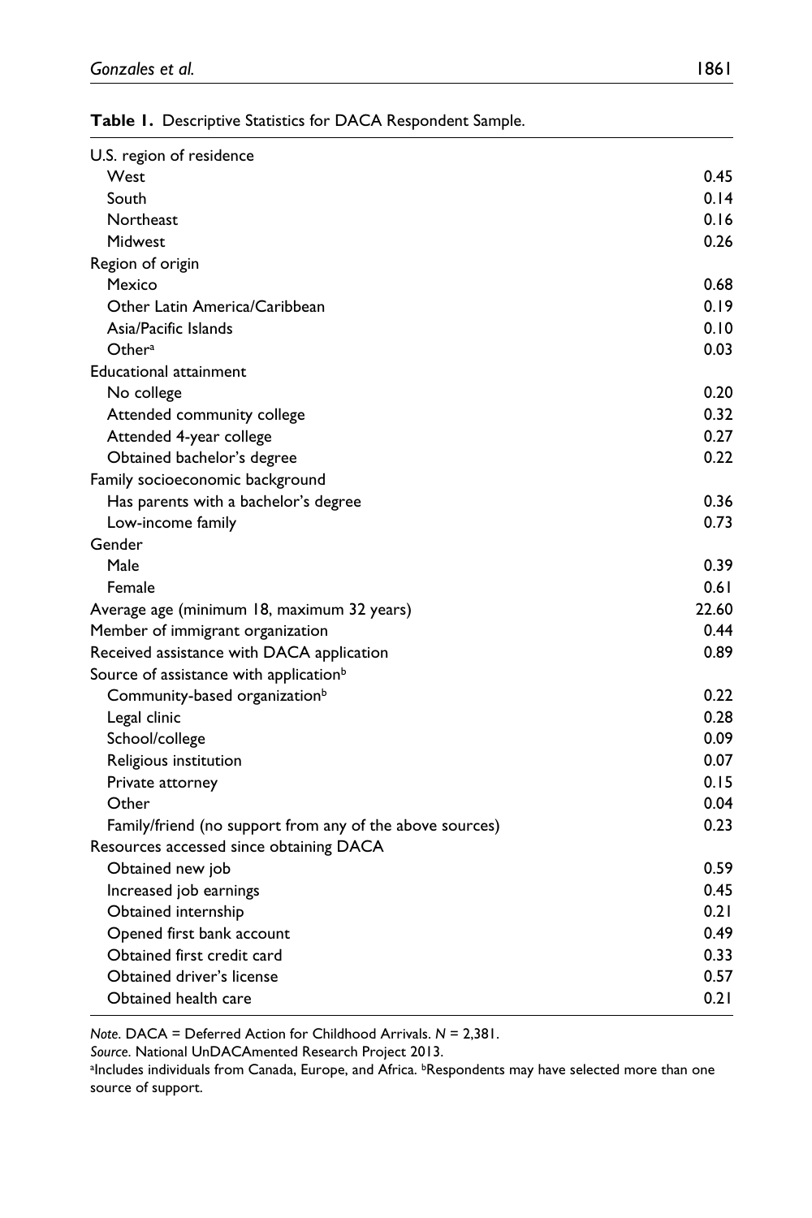**Table 1.** Descriptive Statistics for DACA Respondent Sample.

| | |
|---|---|
| U.S. region of residence | |
| West | 0.45 |
| South | 0.14 |
| Northeast | 0.16 |
| Midwest | 0.26 |
| Region of origin | |
| Mexico | 0.68 |
| Other Latin America/Caribbean | 0.19 |
| Asia/Pacific Islands | 0.10 |
| Other[a] | 0.03 |
| Educational attainment | |
| No college | 0.20 |
| Attended community college | 0.32 |
| Attended 4-year college | 0.27 |
| Obtained bachelor's degree | 0.22 |
| Family socioeconomic background | |
| Has parents with a bachelor's degree | 0.36 |
| Low-income family | 0.73 |
| Gender | |
| Male | 0.39 |
| Female | 0.61 |
| Average age (minimum 18, maximum 32 years) | 22.60 |
| Member of immigrant organization | 0.44 |
| Received assistance with DACA application | 0.89 |
| Source of assistance with application[b] | |
| Community-based organization[b] | 0.22 |
| Legal clinic | 0.28 |
| School/college | 0.09 |
| Religious institution | 0.07 |
| Private attorney | 0.15 |
| Other | 0.04 |
| Family/friend (no support from any of the above sources) | 0.23 |
| Resources accessed since obtaining DACA | |
| Obtained new job | 0.59 |
| Increased job earnings | 0.45 |
| Obtained internship | 0.21 |
| Opened first bank account | 0.49 |
| Obtained first credit card | 0.33 |
| Obtained driver's license | 0.57 |
| Obtained health care | 0.21 |

*Note*. DACA = Deferred Action for Childhood Arrivals. *N* = 2,381.

*Source*. National UnDACAmented Research Project 2013.

[a]Includes individuals from Canada, Europe, and Africa. [b]Respondents may have selected more than one source of support.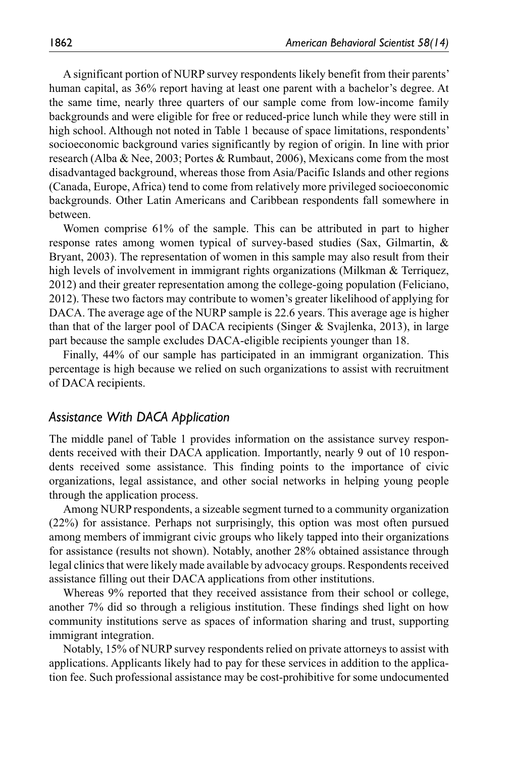A significant portion of NURP survey respondents likely benefit from their parents' human capital, as 36% report having at least one parent with a bachelor's degree. At the same time, nearly three quarters of our sample come from low-income family backgrounds and were eligible for free or reduced-price lunch while they were still in high school. Although not noted in Table 1 because of space limitations, respondents' socioeconomic background varies significantly by region of origin. In line with prior research (Alba & Nee, 2003; Portes & Rumbaut, 2006), Mexicans come from the most disadvantaged background, whereas those from Asia/Pacific Islands and other regions (Canada, Europe, Africa) tend to come from relatively more privileged socioeconomic backgrounds. Other Latin Americans and Caribbean respondents fall somewhere in between.

Women comprise 61% of the sample. This can be attributed in part to higher response rates among women typical of survey-based studies (Sax, Gilmartin, & Bryant, 2003). The representation of women in this sample may also result from their high levels of involvement in immigrant rights organizations (Milkman & Terriquez, 2012) and their greater representation among the college-going population (Feliciano, 2012). These two factors may contribute to women's greater likelihood of applying for DACA. The average age of the NURP sample is 22.6 years. This average age is higher than that of the larger pool of DACA recipients (Singer & Svajlenka, 2013), in large part because the sample excludes DACA-eligible recipients younger than 18.

Finally, 44% of our sample has participated in an immigrant organization. This percentage is high because we relied on such organizations to assist with recruitment of DACA recipients.

### *Assistance With DACA Application*

The middle panel of Table 1 provides information on the assistance survey respondents received with their DACA application. Importantly, nearly 9 out of 10 respondents received some assistance. This finding points to the importance of civic organizations, legal assistance, and other social networks in helping young people through the application process.

Among NURP respondents, a sizeable segment turned to a community organization (22%) for assistance. Perhaps not surprisingly, this option was most often pursued among members of immigrant civic groups who likely tapped into their organizations for assistance (results not shown). Notably, another 28% obtained assistance through legal clinics that were likely made available by advocacy groups. Respondents received assistance filling out their DACA applications from other institutions.

Whereas 9% reported that they received assistance from their school or college, another 7% did so through a religious institution. These findings shed light on how community institutions serve as spaces of information sharing and trust, supporting immigrant integration.

Notably, 15% of NURP survey respondents relied on private attorneys to assist with applications. Applicants likely had to pay for these services in addition to the application fee. Such professional assistance may be cost-prohibitive for some undocumented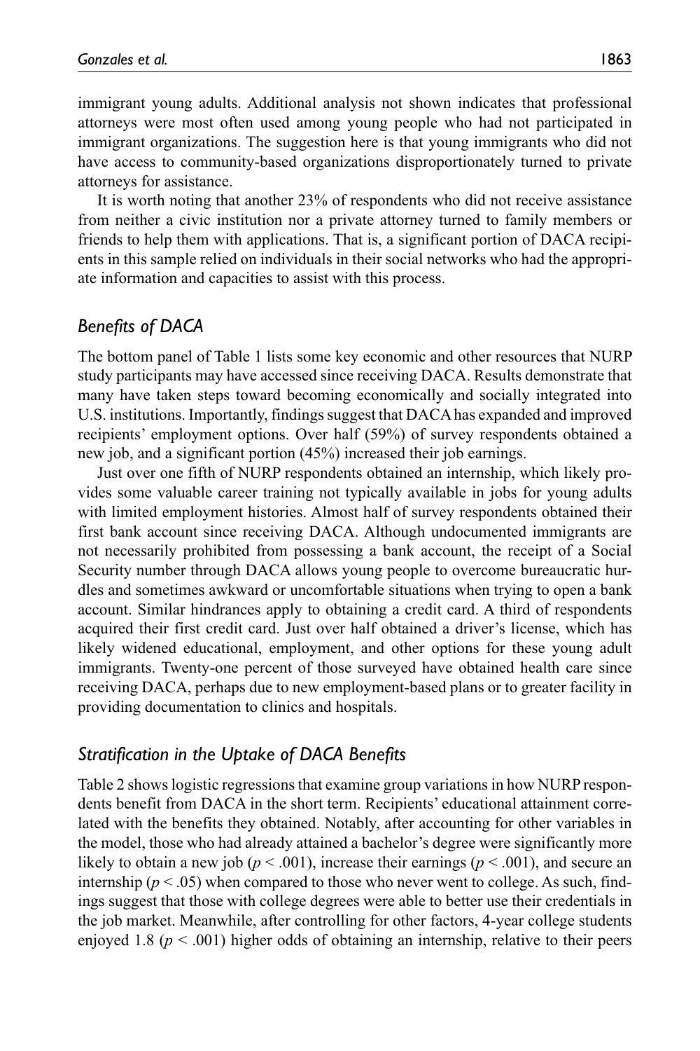immigrant young adults. Additional analysis not shown indicates that professional attorneys were most often used among young people who had not participated in immigrant organizations. The suggestion here is that young immigrants who did not have access to community-based organizations disproportionately turned to private attorneys for assistance.

It is worth noting that another 23% of respondents who did not receive assistance from neither a civic institution nor a private attorney turned to family members or friends to help them with applications. That is, a significant portion of DACA recipients in this sample relied on individuals in their social networks who had the appropriate information and capacities to assist with this process.

## *Benefits of DACA*

The bottom panel of Table 1 lists some key economic and other resources that NURP study participants may have accessed since receiving DACA. Results demonstrate that many have taken steps toward becoming economically and socially integrated into U.S. institutions. Importantly, findings suggest that DACA has expanded and improved recipients' employment options. Over half (59%) of survey respondents obtained a new job, and a significant portion (45%) increased their job earnings.

Just over one fifth of NURP respondents obtained an internship, which likely provides some valuable career training not typically available in jobs for young adults with limited employment histories. Almost half of survey respondents obtained their first bank account since receiving DACA. Although undocumented immigrants are not necessarily prohibited from possessing a bank account, the receipt of a Social Security number through DACA allows young people to overcome bureaucratic hurdles and sometimes awkward or uncomfortable situations when trying to open a bank account. Similar hindrances apply to obtaining a credit card. A third of respondents acquired their first credit card. Just over half obtained a driver's license, which has likely widened educational, employment, and other options for these young adult immigrants. Twenty-one percent of those surveyed have obtained health care since receiving DACA, perhaps due to new employment-based plans or to greater facility in providing documentation to clinics and hospitals.

## *Stratification in the Uptake of DACA Benefits*

Table 2 shows logistic regressions that examine group variations in how NURP respondents benefit from DACA in the short term. Recipients' educational attainment correlated with the benefits they obtained. Notably, after accounting for other variables in the model, those who had already attained a bachelor's degree were significantly more likely to obtain a new job ($p < .001$), increase their earnings ($p < .001$), and secure an internship ($p < .05$) when compared to those who never went to college. As such, findings suggest that those with college degrees were able to better use their credentials in the job market. Meanwhile, after controlling for other factors, 4-year college students enjoyed 1.8 ($p < .001$) higher odds of obtaining an internship, relative to their peers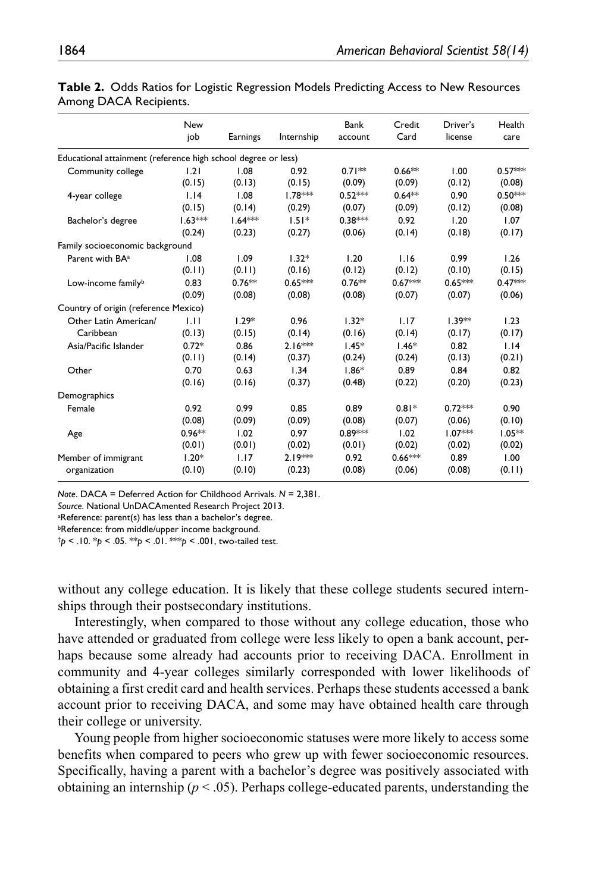**Table 2.** Odds Ratios for Logistic Regression Models Predicting Access to New Resources Among DACA Recipients.

| | New job | Earnings | Internship | Bank account | Credit Card | Driver's license | Health care |
|---|---|---|---|---|---|---|---|
| Educational attainment (reference high school degree or less) | | | | | | | |
| Community college | 1.21 | 1.08 | 0.92 | 0.71** | 0.66** | 1.00 | 0.57*** |
| | (0.15) | (0.13) | (0.15) | (0.09) | (0.09) | (0.12) | (0.08) |
| 4-year college | 1.14 | 1.08 | 1.78*** | 0.52*** | 0.64** | 0.90 | 0.50*** |
| | (0.15) | (0.14) | (0.29) | (0.07) | (0.09) | (0.12) | (0.08) |
| Bachelor's degree | 1.63*** | 1.64*** | 1.51* | 0.38*** | 0.92 | 1.20 | 1.07 |
| | (0.24) | (0.23) | (0.27) | (0.06) | (0.14) | (0.18) | (0.17) |
| Family socioeconomic background | | | | | | | |
| Parent with BA[a] | 1.08 | 1.09 | 1.32* | 1.20 | 1.16 | 0.99 | 1.26 |
| | (0.11) | (0.11) | (0.16) | (0.12) | (0.12) | (0.10) | (0.15) |
| Low-income family[b] | 0.83 | 0.76** | 0.65*** | 0.76** | 0.67*** | 0.65*** | 0.47*** |
| | (0.09) | (0.08) | (0.08) | (0.08) | (0.07) | (0.07) | (0.06) |
| Country of origin (reference Mexico) | | | | | | | |
| Other Latin American/ Caribbean | 1.11 | 1.29* | 0.96 | 1.32* | 1.17 | 1.39** | 1.23 |
| | (0.13) | (0.15) | (0.14) | (0.16) | (0.14) | (0.17) | (0.17) |
| Asia/Pacific Islander | 0.72* | 0.86 | 2.16*** | 1.45* | 1.46* | 0.82 | 1.14 |
| | (0.11) | (0.14) | (0.37) | (0.24) | (0.24) | (0.13) | (0.21) |
| Other | 0.70 | 0.63 | 1.34 | 1.86* | 0.89 | 0.84 | 0.82 |
| | (0.16) | (0.16) | (0.37) | (0.48) | (0.22) | (0.20) | (0.23) |
| Demographics | | | | | | | |
| Female | 0.92 | 0.99 | 0.85 | 0.89 | 0.81* | 0.72*** | 0.90 |
| | (0.08) | (0.09) | (0.09) | (0.08) | (0.07) | (0.06) | (0.10) |
| Age | 0.96** | 1.02 | 0.97 | 0.89*** | 1.02 | 1.07*** | 1.05** |
| | (0.01) | (0.01) | (0.02) | (0.01) | (0.02) | (0.02) | (0.02) |
| Member of immigrant organization | 1.20* | 1.17 | 2.19*** | 0.92 | 0.66*** | 0.89 | 1.00 |
| | (0.10) | (0.10) | (0.23) | (0.08) | (0.06) | (0.08) | (0.11) |

*Note*. DACA = Deferred Action for Childhood Arrivals. $N = 2{,}381$.
*Source*. National UnDACAmented Research Project 2013.
[a]Reference: parent(s) has less than a bachelor's degree.
[b]Reference: from middle/upper income background.
†$p < .10$. *$p < .05$. **$p < .01$. ***$p < .001$, two-tailed test.

without any college education. It is likely that these college students secured internships through their postsecondary institutions.

Interestingly, when compared to those without any college education, those who have attended or graduated from college were less likely to open a bank account, perhaps because some already had accounts prior to receiving DACA. Enrollment in community and 4-year colleges similarly corresponded with lower likelihoods of obtaining a first credit card and health services. Perhaps these students accessed a bank account prior to receiving DACA, and some may have obtained health care through their college or university.

Young people from higher socioeconomic statuses were more likely to access some benefits when compared to peers who grew up with fewer socioeconomic resources. Specifically, having a parent with a bachelor's degree was positively associated with obtaining an internship ($p < .05$). Perhaps college-educated parents, understanding the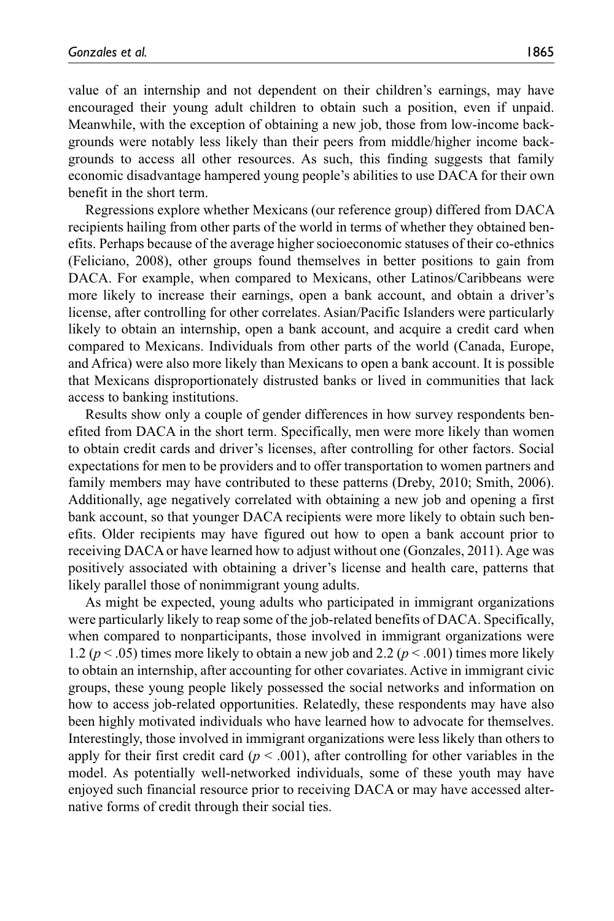value of an internship and not dependent on their children's earnings, may have encouraged their young adult children to obtain such a position, even if unpaid. Meanwhile, with the exception of obtaining a new job, those from low-income backgrounds were notably less likely than their peers from middle/higher income backgrounds to access all other resources. As such, this finding suggests that family economic disadvantage hampered young people's abilities to use DACA for their own benefit in the short term.

Regressions explore whether Mexicans (our reference group) differed from DACA recipients hailing from other parts of the world in terms of whether they obtained benefits. Perhaps because of the average higher socioeconomic statuses of their co-ethnics (Feliciano, 2008), other groups found themselves in better positions to gain from DACA. For example, when compared to Mexicans, other Latinos/Caribbeans were more likely to increase their earnings, open a bank account, and obtain a driver's license, after controlling for other correlates. Asian/Pacific Islanders were particularly likely to obtain an internship, open a bank account, and acquire a credit card when compared to Mexicans. Individuals from other parts of the world (Canada, Europe, and Africa) were also more likely than Mexicans to open a bank account. It is possible that Mexicans disproportionately distrusted banks or lived in communities that lack access to banking institutions.

Results show only a couple of gender differences in how survey respondents benefited from DACA in the short term. Specifically, men were more likely than women to obtain credit cards and driver's licenses, after controlling for other factors. Social expectations for men to be providers and to offer transportation to women partners and family members may have contributed to these patterns (Dreby, 2010; Smith, 2006). Additionally, age negatively correlated with obtaining a new job and opening a first bank account, so that younger DACA recipients were more likely to obtain such benefits. Older recipients may have figured out how to open a bank account prior to receiving DACA or have learned how to adjust without one (Gonzales, 2011). Age was positively associated with obtaining a driver's license and health care, patterns that likely parallel those of nonimmigrant young adults.

As might be expected, young adults who participated in immigrant organizations were particularly likely to reap some of the job-related benefits of DACA. Specifically, when compared to nonparticipants, those involved in immigrant organizations were 1.2 ($p < .05$) times more likely to obtain a new job and 2.2 ($p < .001$) times more likely to obtain an internship, after accounting for other covariates. Active in immigrant civic groups, these young people likely possessed the social networks and information on how to access job-related opportunities. Relatedly, these respondents may have also been highly motivated individuals who have learned how to advocate for themselves. Interestingly, those involved in immigrant organizations were less likely than others to apply for their first credit card ($p < .001$), after controlling for other variables in the model. As potentially well-networked individuals, some of these youth may have enjoyed such financial resource prior to receiving DACA or may have accessed alternative forms of credit through their social ties.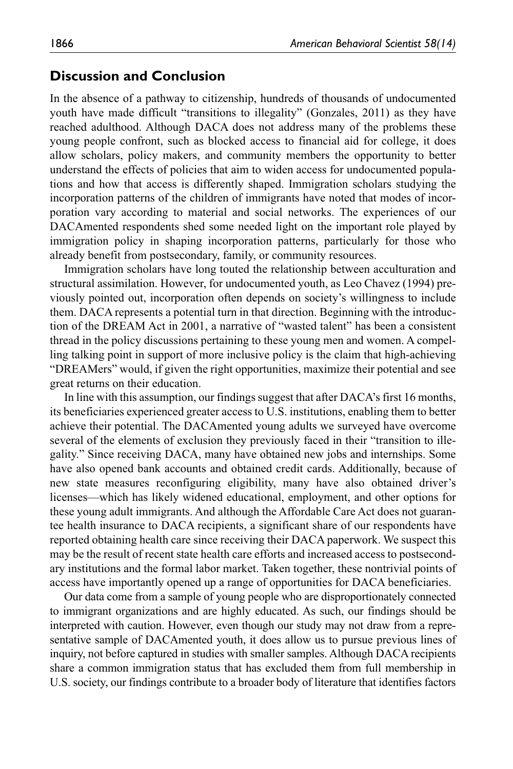## Discussion and Conclusion

In the absence of a pathway to citizenship, hundreds of thousands of undocumented youth have made difficult "transitions to illegality" (Gonzales, 2011) as they have reached adulthood. Although DACA does not address many of the problems these young people confront, such as blocked access to financial aid for college, it does allow scholars, policy makers, and community members the opportunity to better understand the effects of policies that aim to widen access for undocumented populations and how that access is differently shaped. Immigration scholars studying the incorporation patterns of the children of immigrants have noted that modes of incorporation vary according to material and social networks. The experiences of our DACAmented respondents shed some needed light on the important role played by immigration policy in shaping incorporation patterns, particularly for those who already benefit from postsecondary, family, or community resources.

Immigration scholars have long touted the relationship between acculturation and structural assimilation. However, for undocumented youth, as Leo Chavez (1994) previously pointed out, incorporation often depends on society's willingness to include them. DACA represents a potential turn in that direction. Beginning with the introduction of the DREAM Act in 2001, a narrative of "wasted talent" has been a consistent thread in the policy discussions pertaining to these young men and women. A compelling talking point in support of more inclusive policy is the claim that high-achieving "DREAMers" would, if given the right opportunities, maximize their potential and see great returns on their education.

In line with this assumption, our findings suggest that after DACA's first 16 months, its beneficiaries experienced greater access to U.S. institutions, enabling them to better achieve their potential. The DACAmented young adults we surveyed have overcome several of the elements of exclusion they previously faced in their "transition to illegality." Since receiving DACA, many have obtained new jobs and internships. Some have also opened bank accounts and obtained credit cards. Additionally, because of new state measures reconfiguring eligibility, many have also obtained driver's licenses—which has likely widened educational, employment, and other options for these young adult immigrants. And although the Affordable Care Act does not guarantee health insurance to DACA recipients, a significant share of our respondents have reported obtaining health care since receiving their DACA paperwork. We suspect this may be the result of recent state health care efforts and increased access to postsecondary institutions and the formal labor market. Taken together, these nontrivial points of access have importantly opened up a range of opportunities for DACA beneficiaries.

Our data come from a sample of young people who are disproportionately connected to immigrant organizations and are highly educated. As such, our findings should be interpreted with caution. However, even though our study may not draw from a representative sample of DACAmented youth, it does allow us to pursue previous lines of inquiry, not before captured in studies with smaller samples. Although DACA recipients share a common immigration status that has excluded them from full membership in U.S. society, our findings contribute to a broader body of literature that identifies factors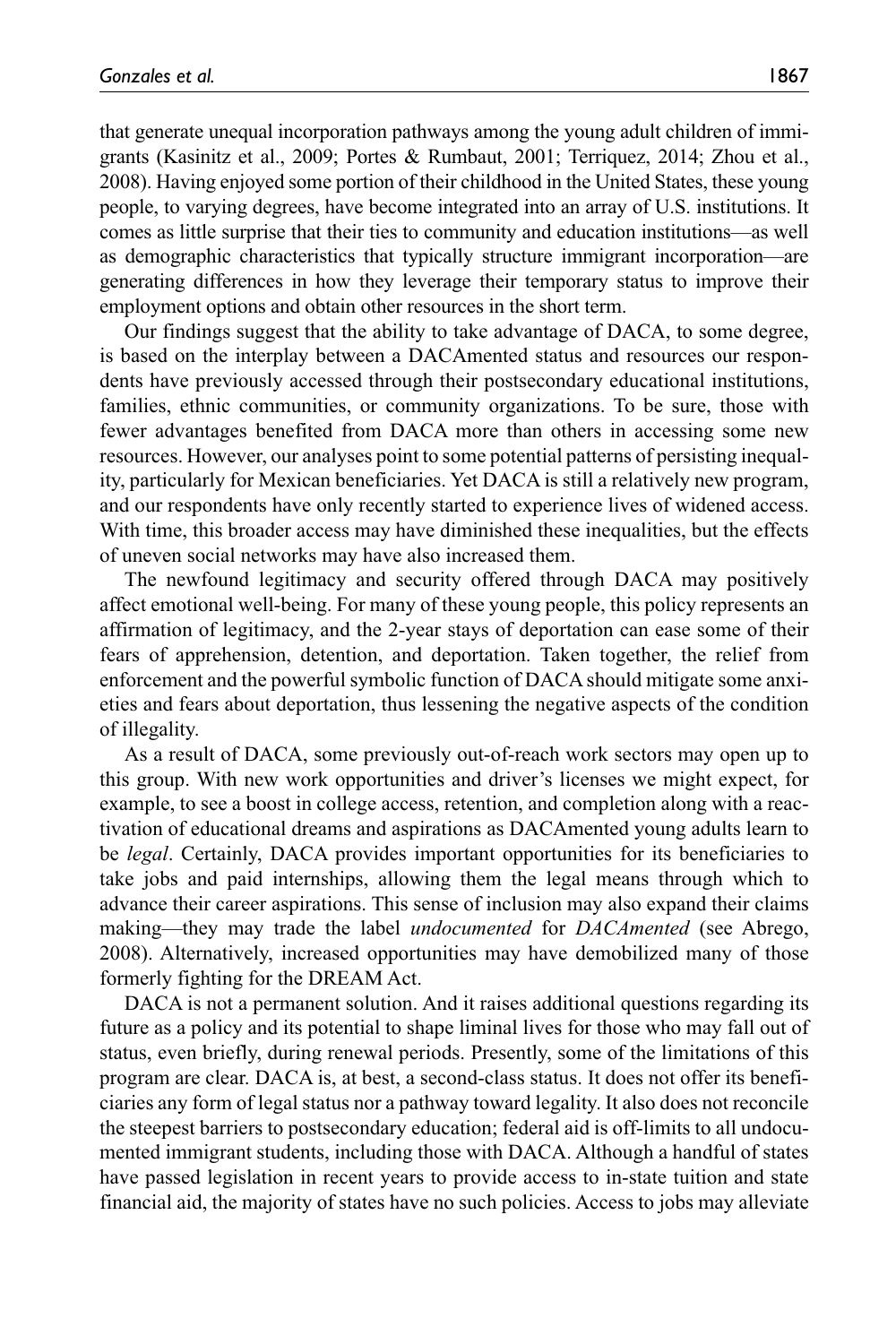that generate unequal incorporation pathways among the young adult children of immigrants (Kasinitz et al., 2009; Portes & Rumbaut, 2001; Terriquez, 2014; Zhou et al., 2008). Having enjoyed some portion of their childhood in the United States, these young people, to varying degrees, have become integrated into an array of U.S. institutions. It comes as little surprise that their ties to community and education institutions—as well as demographic characteristics that typically structure immigrant incorporation—are generating differences in how they leverage their temporary status to improve their employment options and obtain other resources in the short term.

Our findings suggest that the ability to take advantage of DACA, to some degree, is based on the interplay between a DACAmented status and resources our respondents have previously accessed through their postsecondary educational institutions, families, ethnic communities, or community organizations. To be sure, those with fewer advantages benefited from DACA more than others in accessing some new resources. However, our analyses point to some potential patterns of persisting inequality, particularly for Mexican beneficiaries. Yet DACA is still a relatively new program, and our respondents have only recently started to experience lives of widened access. With time, this broader access may have diminished these inequalities, but the effects of uneven social networks may have also increased them.

The newfound legitimacy and security offered through DACA may positively affect emotional well-being. For many of these young people, this policy represents an affirmation of legitimacy, and the 2-year stays of deportation can ease some of their fears of apprehension, detention, and deportation. Taken together, the relief from enforcement and the powerful symbolic function of DACA should mitigate some anxieties and fears about deportation, thus lessening the negative aspects of the condition of illegality.

As a result of DACA, some previously out-of-reach work sectors may open up to this group. With new work opportunities and driver's licenses we might expect, for example, to see a boost in college access, retention, and completion along with a reactivation of educational dreams and aspirations as DACAmented young adults learn to be *legal*. Certainly, DACA provides important opportunities for its beneficiaries to take jobs and paid internships, allowing them the legal means through which to advance their career aspirations. This sense of inclusion may also expand their claims making—they may trade the label *undocumented* for *DACAmented* (see Abrego, 2008). Alternatively, increased opportunities may have demobilized many of those formerly fighting for the DREAM Act.

DACA is not a permanent solution. And it raises additional questions regarding its future as a policy and its potential to shape liminal lives for those who may fall out of status, even briefly, during renewal periods. Presently, some of the limitations of this program are clear. DACA is, at best, a second-class status. It does not offer its beneficiaries any form of legal status nor a pathway toward legality. It also does not reconcile the steepest barriers to postsecondary education; federal aid is off-limits to all undocumented immigrant students, including those with DACA. Although a handful of states have passed legislation in recent years to provide access to in-state tuition and state financial aid, the majority of states have no such policies. Access to jobs may alleviate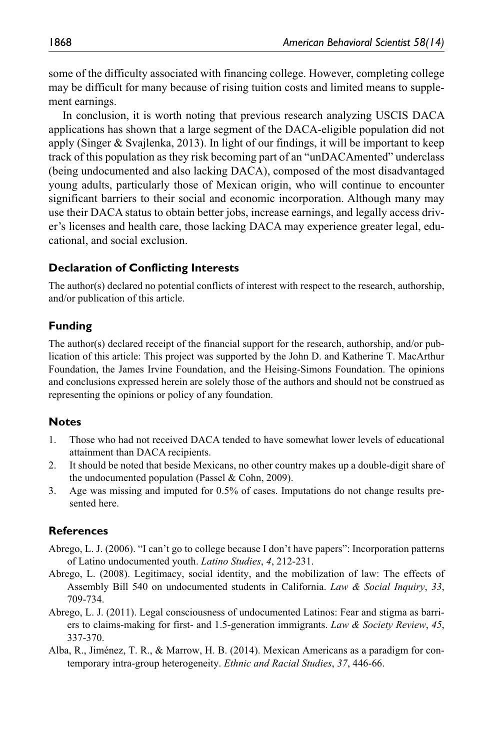some of the difficulty associated with financing college. However, completing college may be difficult for many because of rising tuition costs and limited means to supplement earnings.

In conclusion, it is worth noting that previous research analyzing USCIS DACA applications has shown that a large segment of the DACA-eligible population did not apply (Singer & Svajlenka, 2013). In light of our findings, it will be important to keep track of this population as they risk becoming part of an "unDACAmented" underclass (being undocumented and also lacking DACA), composed of the most disadvantaged young adults, particularly those of Mexican origin, who will continue to encounter significant barriers to their social and economic incorporation. Although many may use their DACA status to obtain better jobs, increase earnings, and legally access driver's licenses and health care, those lacking DACA may experience greater legal, educational, and social exclusion.

## Declaration of Conflicting Interests

The author(s) declared no potential conflicts of interest with respect to the research, authorship, and/or publication of this article.

## Funding

The author(s) declared receipt of the financial support for the research, authorship, and/or publication of this article: This project was supported by the John D. and Katherine T. MacArthur Foundation, the James Irvine Foundation, and the Heising-Simons Foundation. The opinions and conclusions expressed herein are solely those of the authors and should not be construed as representing the opinions or policy of any foundation.

## Notes

1. Those who had not received DACA tended to have somewhat lower levels of educational attainment than DACA recipients.
2. It should be noted that beside Mexicans, no other country makes up a double-digit share of the undocumented population (Passel & Cohn, 2009).
3. Age was missing and imputed for 0.5% of cases. Imputations do not change results presented here.

## References

Abrego, L. J. (2006). "I can't go to college because I don't have papers": Incorporation patterns of Latino undocumented youth. *Latino Studies*, *4*, 212-231.

Abrego, L. (2008). Legitimacy, social identity, and the mobilization of law: The effects of Assembly Bill 540 on undocumented students in California. *Law & Social Inquiry*, *33*, 709-734.

Abrego, L. J. (2011). Legal consciousness of undocumented Latinos: Fear and stigma as barriers to claims-making for first- and 1.5-generation immigrants. *Law & Society Review*, *45*, 337-370.

Alba, R., Jiménez, T. R., & Marrow, H. B. (2014). Mexican Americans as a paradigm for contemporary intra-group heterogeneity. *Ethnic and Racial Studies*, *37*, 446-66.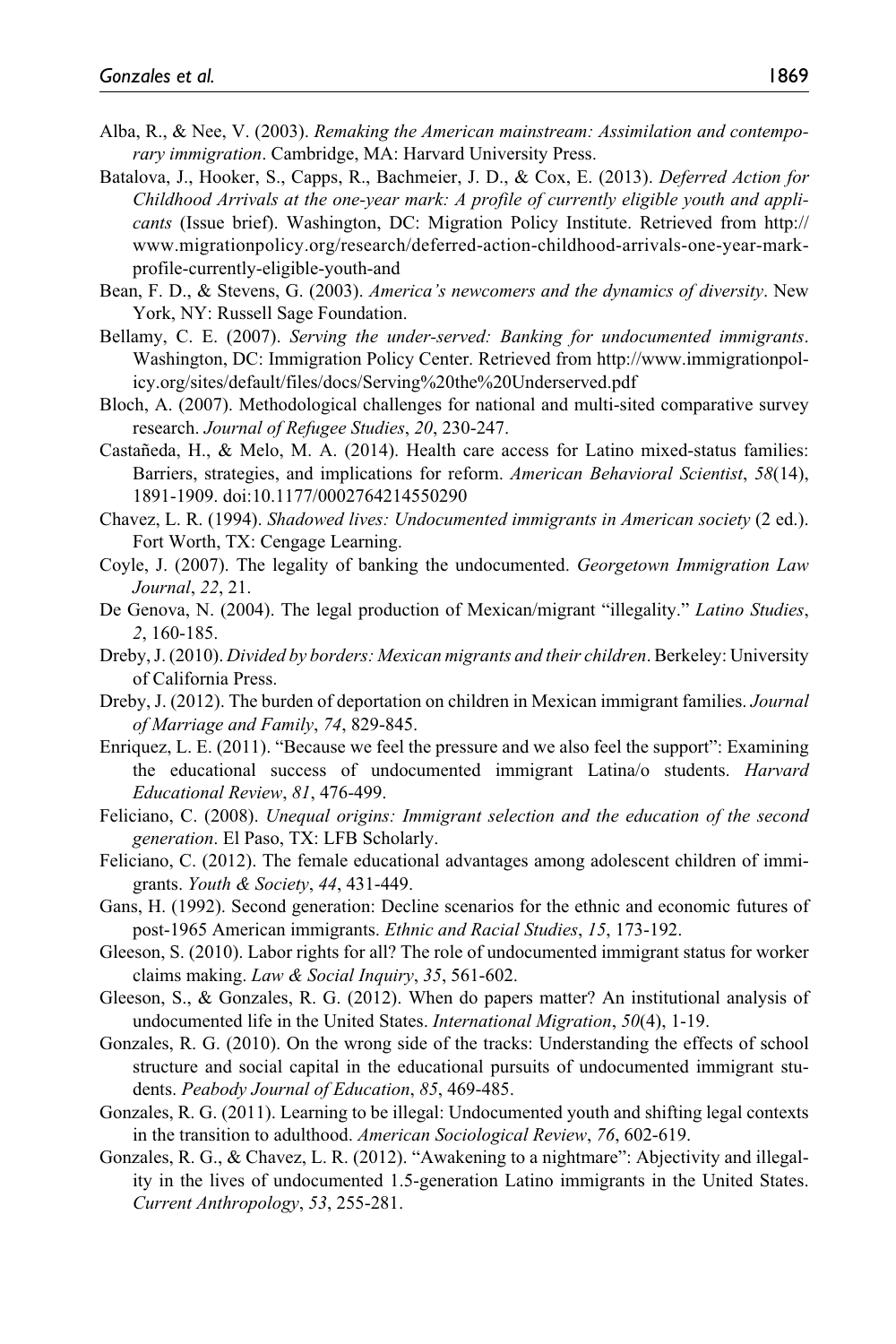Alba, R., & Nee, V. (2003). *Remaking the American mainstream: Assimilation and contemporary immigration*. Cambridge, MA: Harvard University Press.

Batalova, J., Hooker, S., Capps, R., Bachmeier, J. D., & Cox, E. (2013). *Deferred Action for Childhood Arrivals at the one-year mark: A profile of currently eligible youth and applicants* (Issue brief). Washington, DC: Migration Policy Institute. Retrieved from http://www.migrationpolicy.org/research/deferred-action-childhood-arrivals-one-year-mark-profile-currently-eligible-youth-and

Bean, F. D., & Stevens, G. (2003). *America's newcomers and the dynamics of diversity*. New York, NY: Russell Sage Foundation.

Bellamy, C. E. (2007). *Serving the under-served: Banking for undocumented immigrants*. Washington, DC: Immigration Policy Center. Retrieved from http://www.immigrationpolicy.org/sites/default/files/docs/Serving%20the%20Underserved.pdf

Bloch, A. (2007). Methodological challenges for national and multi-sited comparative survey research. *Journal of Refugee Studies*, *20*, 230-247.

Castañeda, H., & Melo, M. A. (2014). Health care access for Latino mixed-status families: Barriers, strategies, and implications for reform. *American Behavioral Scientist*, *58*(14), 1891-1909. doi:10.1177/0002764214550290

Chavez, L. R. (1994). *Shadowed lives: Undocumented immigrants in American society* (2 ed.). Fort Worth, TX: Cengage Learning.

Coyle, J. (2007). The legality of banking the undocumented. *Georgetown Immigration Law Journal*, *22*, 21.

De Genova, N. (2004). The legal production of Mexican/migrant "illegality." *Latino Studies*, *2*, 160-185.

Dreby, J. (2010). *Divided by borders: Mexican migrants and their children*. Berkeley: University of California Press.

Dreby, J. (2012). The burden of deportation on children in Mexican immigrant families. *Journal of Marriage and Family*, *74*, 829-845.

Enriquez, L. E. (2011). "Because we feel the pressure and we also feel the support": Examining the educational success of undocumented immigrant Latina/o students. *Harvard Educational Review*, *81*, 476-499.

Feliciano, C. (2008). *Unequal origins: Immigrant selection and the education of the second generation*. El Paso, TX: LFB Scholarly.

Feliciano, C. (2012). The female educational advantages among adolescent children of immigrants. *Youth & Society*, *44*, 431-449.

Gans, H. (1992). Second generation: Decline scenarios for the ethnic and economic futures of post-1965 American immigrants. *Ethnic and Racial Studies*, *15*, 173-192.

Gleeson, S. (2010). Labor rights for all? The role of undocumented immigrant status for worker claims making. *Law & Social Inquiry*, *35*, 561-602.

Gleeson, S., & Gonzales, R. G. (2012). When do papers matter? An institutional analysis of undocumented life in the United States. *International Migration*, *50*(4), 1-19.

Gonzales, R. G. (2010). On the wrong side of the tracks: Understanding the effects of school structure and social capital in the educational pursuits of undocumented immigrant students. *Peabody Journal of Education*, *85*, 469-485.

Gonzales, R. G. (2011). Learning to be illegal: Undocumented youth and shifting legal contexts in the transition to adulthood. *American Sociological Review*, *76*, 602-619.

Gonzales, R. G., & Chavez, L. R. (2012). "Awakening to a nightmare": Abjectivity and illegality in the lives of undocumented 1.5-generation Latino immigrants in the United States. *Current Anthropology*, *53*, 255-281.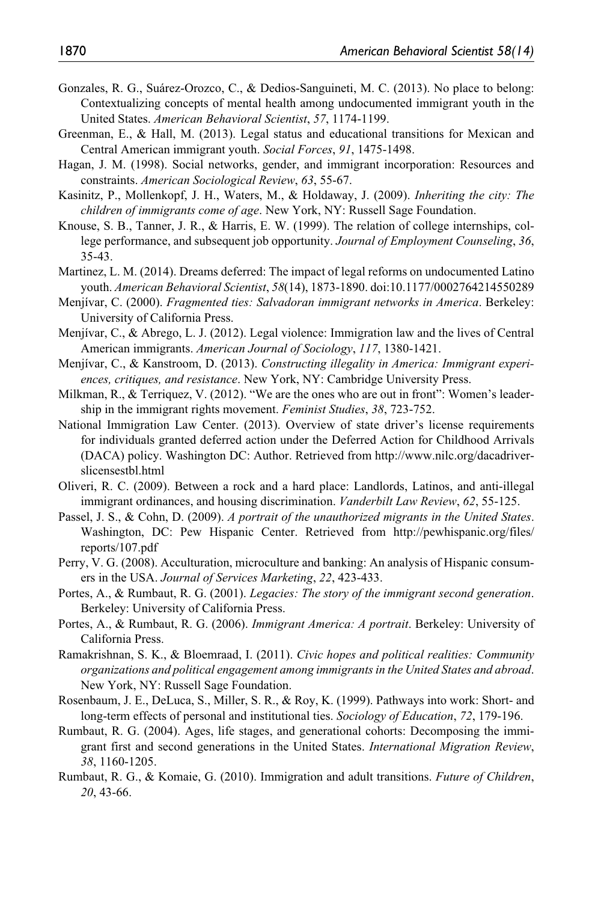Gonzales, R. G., Suárez-Orozco, C., & Dedios-Sanguineti, M. C. (2013). No place to belong: Contextualizing concepts of mental health among undocumented immigrant youth in the United States. *American Behavioral Scientist*, *57*, 1174-1199.

Greenman, E., & Hall, M. (2013). Legal status and educational transitions for Mexican and Central American immigrant youth. *Social Forces*, *91*, 1475-1498.

Hagan, J. M. (1998). Social networks, gender, and immigrant incorporation: Resources and constraints. *American Sociological Review*, *63*, 55-67.

Kasinitz, P., Mollenkopf, J. H., Waters, M., & Holdaway, J. (2009). *Inheriting the city: The children of immigrants come of age*. New York, NY: Russell Sage Foundation.

Knouse, S. B., Tanner, J. R., & Harris, E. W. (1999). The relation of college internships, college performance, and subsequent job opportunity. *Journal of Employment Counseling*, *36*, 35-43.

Martinez, L. M. (2014). Dreams deferred: The impact of legal reforms on undocumented Latino youth. *American Behavioral Scientist*, *58*(14), 1873-1890. doi:10.1177/0002764214550289

Menjívar, C. (2000). *Fragmented ties: Salvadoran immigrant networks in America*. Berkeley: University of California Press.

Menjívar, C., & Abrego, L. J. (2012). Legal violence: Immigration law and the lives of Central American immigrants. *American Journal of Sociology*, *117*, 1380-1421.

Menjívar, C., & Kanstroom, D. (2013). *Constructing illegality in America: Immigrant experiences, critiques, and resistance*. New York, NY: Cambridge University Press.

Milkman, R., & Terriquez, V. (2012). "We are the ones who are out in front": Women's leadership in the immigrant rights movement. *Feminist Studies*, *38*, 723-752.

National Immigration Law Center. (2013). Overview of state driver's license requirements for individuals granted deferred action under the Deferred Action for Childhood Arrivals (DACA) policy. Washington DC: Author. Retrieved from http://www.nilc.org/dacadriverslicensestbl.html

Oliveri, R. C. (2009). Between a rock and a hard place: Landlords, Latinos, and anti-illegal immigrant ordinances, and housing discrimination. *Vanderbilt Law Review*, *62*, 55-125.

Passel, J. S., & Cohn, D. (2009). *A portrait of the unauthorized migrants in the United States*. Washington, DC: Pew Hispanic Center. Retrieved from http://pewhispanic.org/files/reports/107.pdf

Perry, V. G. (2008). Acculturation, microculture and banking: An analysis of Hispanic consumers in the USA. *Journal of Services Marketing*, *22*, 423-433.

Portes, A., & Rumbaut, R. G. (2001). *Legacies: The story of the immigrant second generation*. Berkeley: University of California Press.

Portes, A., & Rumbaut, R. G. (2006). *Immigrant America: A portrait*. Berkeley: University of California Press.

Ramakrishnan, S. K., & Bloemraad, I. (2011). *Civic hopes and political realities: Community organizations and political engagement among immigrants in the United States and abroad*. New York, NY: Russell Sage Foundation.

Rosenbaum, J. E., DeLuca, S., Miller, S. R., & Roy, K. (1999). Pathways into work: Short- and long-term effects of personal and institutional ties. *Sociology of Education*, *72*, 179-196.

Rumbaut, R. G. (2004). Ages, life stages, and generational cohorts: Decomposing the immigrant first and second generations in the United States. *International Migration Review*, *38*, 1160-1205.

Rumbaut, R. G., & Komaie, G. (2010). Immigration and adult transitions. *Future of Children*, *20*, 43-66.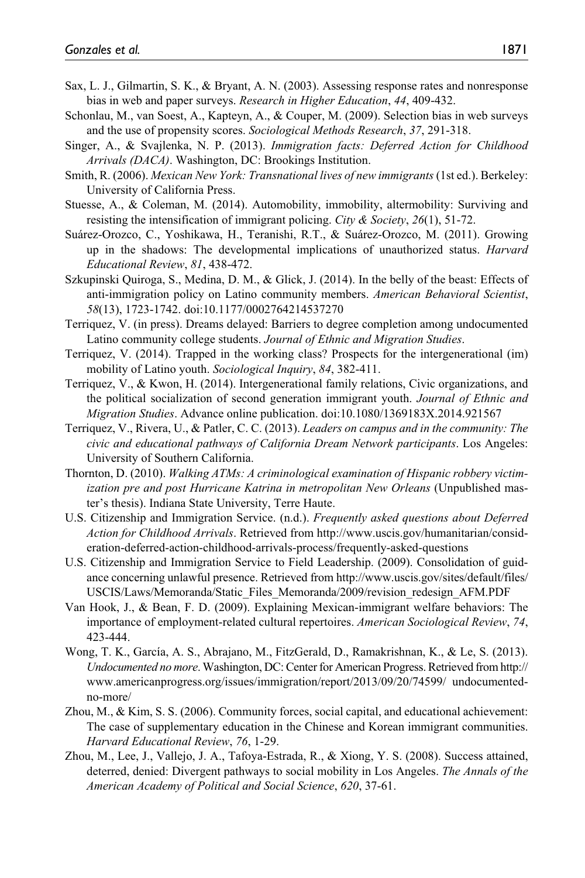Sax, L. J., Gilmartin, S. K., & Bryant, A. N. (2003). Assessing response rates and nonresponse bias in web and paper surveys. *Research in Higher Education*, *44*, 409-432.

Schonlau, M., van Soest, A., Kapteyn, A., & Couper, M. (2009). Selection bias in web surveys and the use of propensity scores. *Sociological Methods Research*, *37*, 291-318.

Singer, A., & Svajlenka, N. P. (2013). *Immigration facts: Deferred Action for Childhood Arrivals (DACA)*. Washington, DC: Brookings Institution.

Smith, R. (2006). *Mexican New York: Transnational lives of new immigrants* (1st ed.). Berkeley: University of California Press.

Stuesse, A., & Coleman, M. (2014). Automobility, immobility, altermobility: Surviving and resisting the intensification of immigrant policing. *City & Society*, *26*(1), 51-72.

Suárez-Orozco, C., Yoshikawa, H., Teranishi, R.T., & Suárez-Orozco, M. (2011). Growing up in the shadows: The developmental implications of unauthorized status. *Harvard Educational Review*, *81*, 438-472.

Szkupinski Quiroga, S., Medina, D. M., & Glick, J. (2014). In the belly of the beast: Effects of anti-immigration policy on Latino community members. *American Behavioral Scientist*, *58*(13), 1723-1742. doi:10.1177/0002764214537270

Terriquez, V. (in press). Dreams delayed: Barriers to degree completion among undocumented Latino community college students. *Journal of Ethnic and Migration Studies*.

Terriquez, V. (2014). Trapped in the working class? Prospects for the intergenerational (im) mobility of Latino youth. *Sociological Inquiry*, *84*, 382-411.

Terriquez, V., & Kwon, H. (2014). Intergenerational family relations, Civic organizations, and the political socialization of second generation immigrant youth. *Journal of Ethnic and Migration Studies*. Advance online publication. doi:10.1080/1369183X.2014.921567

Terriquez, V., Rivera, U., & Patler, C. C. (2013). *Leaders on campus and in the community: The civic and educational pathways of California Dream Network participants*. Los Angeles: University of Southern California.

Thornton, D. (2010). *Walking ATMs: A criminological examination of Hispanic robbery victimization pre and post Hurricane Katrina in metropolitan New Orleans* (Unpublished master's thesis). Indiana State University, Terre Haute.

U.S. Citizenship and Immigration Service. (n.d.). *Frequently asked questions about Deferred Action for Childhood Arrivals*. Retrieved from http://www.uscis.gov/humanitarian/consideration-deferred-action-childhood-arrivals-process/frequently-asked-questions

U.S. Citizenship and Immigration Service to Field Leadership. (2009). Consolidation of guidance concerning unlawful presence. Retrieved from http://www.uscis.gov/sites/default/files/USCIS/Laws/Memoranda/Static_Files_Memoranda/2009/revision_redesign_AFM.PDF

Van Hook, J., & Bean, F. D. (2009). Explaining Mexican-immigrant welfare behaviors: The importance of employment-related cultural repertoires. *American Sociological Review*, *74*, 423-444.

Wong, T. K., García, A. S., Abrajano, M., FitzGerald, D., Ramakrishnan, K., & Le, S. (2013). *Undocumented no more*. Washington, DC: Center for American Progress. Retrieved from http://www.americanprogress.org/issues/immigration/report/2013/09/20/74599/ undocumented-no-more/

Zhou, M., & Kim, S. S. (2006). Community forces, social capital, and educational achievement: The case of supplementary education in the Chinese and Korean immigrant communities. *Harvard Educational Review*, *76*, 1-29.

Zhou, M., Lee, J., Vallejo, J. A., Tafoya-Estrada, R., & Xiong, Y. S. (2008). Success attained, deterred, denied: Divergent pathways to social mobility in Los Angeles. *The Annals of the American Academy of Political and Social Science*, *620*, 37-61.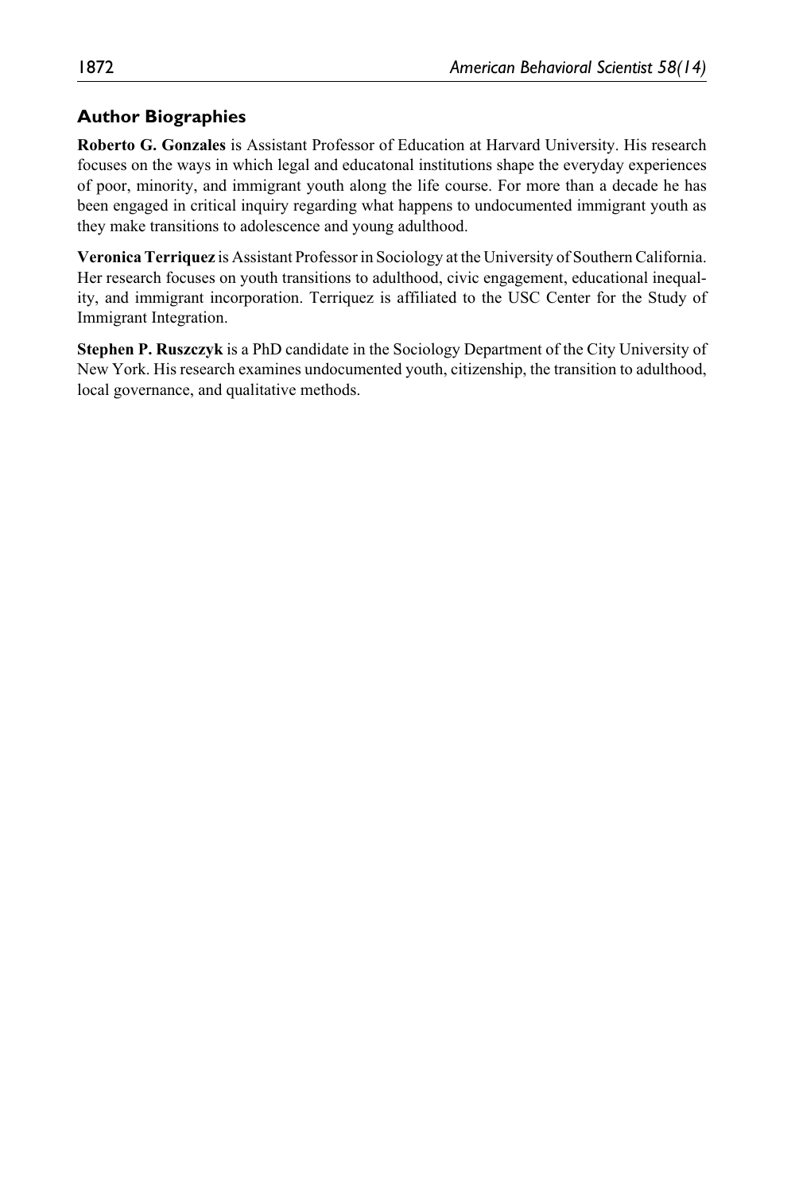## Author Biographies

**Roberto G. Gonzales** is Assistant Professor of Education at Harvard University. His research focuses on the ways in which legal and educatonal institutions shape the everyday experiences of poor, minority, and immigrant youth along the life course. For more than a decade he has been engaged in critical inquiry regarding what happens to undocumented immigrant youth as they make transitions to adolescence and young adulthood.

**Veronica Terriquez** is Assistant Professor in Sociology at the University of Southern California. Her research focuses on youth transitions to adulthood, civic engagement, educational inequality, and immigrant incorporation. Terriquez is affiliated to the USC Center for the Study of Immigrant Integration.

**Stephen P. Ruszczyk** is a PhD candidate in the Sociology Department of the City University of New York. His research examines undocumented youth, citizenship, the transition to adulthood, local governance, and qualitative methods.